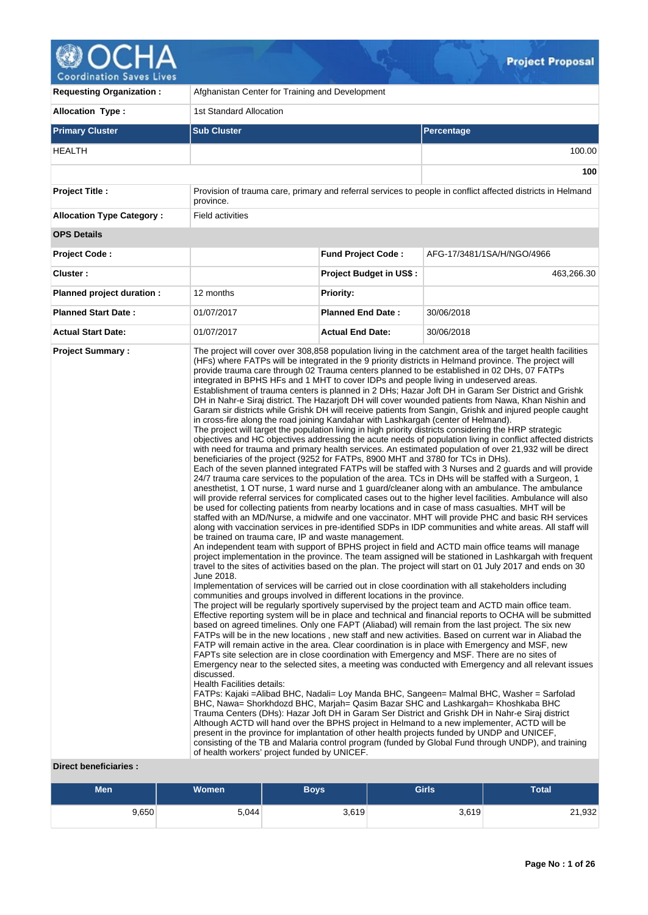# OCHA Coordination Saves Lives — Project Proposal

| | |
|---|---|
| **Requesting Organization :** | Afghanistan Center for Training and Development |
| **Allocation Type :** | 1st Standard Allocation |

| **Primary Cluster** | **Sub Cluster** | **Percentage** |
|---|---|---|
| HEALTH | | 100.00 |
| | | **100** |

| | | | |
|---|---|---|---|
| **Project Title :** | Provision of trauma care, primary and referral services to people in conflict affected districts in Helmand province. | | |
| **Allocation Type Category :** | Field activities | | |
| **OPS Details** | | | |
| **Project Code :** | | **Fund Project Code :** | AFG-17/3481/1SA/H/NGO/4966 |
| **Cluster :** | | **Project Budget in US$ :** | 463,266.30 |
| **Planned project duration :** | 12 months | **Priority:** | |
| **Planned Start Date :** | 01/07/2017 | **Planned End Date :** | 30/06/2018 |
| **Actual Start Date:** | 01/07/2017 | **Actual End Date:** | 30/06/2018 |

**Project Summary :**

The project will cover over 308,858 population living in the catchment area of the target health facilities (HFs) where FATPs will be integrated in the 9 priority districts in Helmand province. The project will provide trauma care through 02 Trauma centers planned to be established in 02 DHs, 07 FATPs integrated in BPHS HFs and 1 MHT to cover IDPs and people living in undeserved areas.
Establishment of trauma centers is planned in 2 DHs; Hazar Joft DH in Garam Ser District and Grishk DH in Nahr-e Siraj district. The Hazarjoft DH will cover wounded patients from Nawa, Khan Nishin and Garam sir districts while Grishk DH will receive patients from Sangin, Grishk and injured people caught in cross-fire along the road joining Kandahar with Lashkargah (center of Helmand).
The project will target the population living in high priority districts considering the HRP strategic objectives and HC objectives addressing the acute needs of population living in conflict affected districts with need for trauma and primary health services. An estimated population of over 21,932 will be direct beneficiaries of the project (9252 for FATPs, 8900 MHT and 3780 for TCs in DHs).
Each of the seven planned integrated FATPs will be staffed with 3 Nurses and 2 guards and will provide 24/7 trauma care services to the population of the area. TCs in DHs will be staffed with a Surgeon, 1 anesthetist, 1 OT nurse, 1 ward nurse and 1 guard/cleaner along with an ambulance. The ambulance will provide referral services for complicated cases out to the higher level facilities. Ambulance will also be used for collecting patients from nearby locations and in case of mass casualties. MHT will be staffed with an MD/Nurse, a midwife and one vaccinator. MHT will provide PHC and basic RH services along with vaccination services in pre-identified SDPs in IDP communities and white areas. All staff will be trained on trauma care, IP and waste management.
An independent team with support of BPHS project in field and ACTD main office teams will manage project implementation in the province. The team assigned will be stationed in Lashkargah with frequent travel to the sites of activities based on the plan. The project will start on 01 July 2017 and ends on 30 June 2018.
Implementation of services will be carried out in close coordination with all stakeholders including communities and groups involved in different locations in the province.
The project will be regularly sportively supervised by the project team and ACTD main office team. Effective reporting system will be in place and technical and financial reports to OCHA will be submitted based on agreed timelines. Only one FAPT (Aliabad) will remain from the last project. The six new FATPs will be in the new locations , new staff and new activities. Based on current war in Aliabad the FATP will remain active in the area. Clear coordination is in place with Emergency and MSF, new FAPTs site selection are in close coordination with Emergency and MSF. There are no sites of Emergency near to the selected sites, a meeting was conducted with Emergency and all relevant issues discussed.
Health Facilities details:
FATPs: Kajaki =Alibad BHC, Nadali= Loy Manda BHC, Sangeen= Malmal BHC, Washer = Sarfolad BHC, Nawa= Shorkhdozd BHC, Marjah= Qasim Bazar SHC and Lashkargah= Khoshkaba BHC
Trauma Centers (DHs): Hazar Joft DH in Garam Ser District and Grishk DH in Nahr-e Siraj district
Although ACTD will hand over the BPHS project in Helmand to a new implementer, ACTD will be present in the province for implantation of other health projects funded by UNDP and UNICEF, consisting of the TB and Malaria control program (funded by Global Fund through UNDP), and training of health workers' project funded by UNICEF.

**Direct beneficiaries :**

| Men | Women | Boys | Girls | Total |
|---|---|---|---|---|
| 9,650 | 5,044 | 3,619 | 3,619 | 21,932 |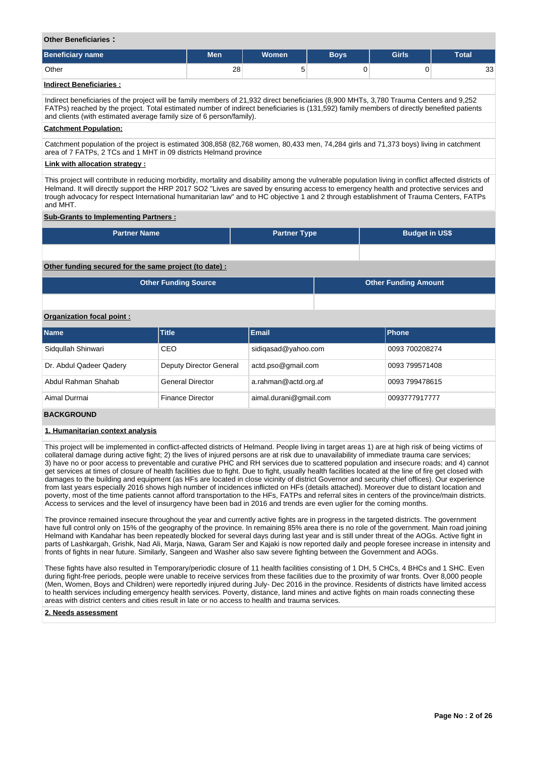**Other Beneficiaries :**

| Beneficiary name | Men | Women | Boys | Girls | Total |
|---|---|---|---|---|---|
| Other | 28 | 5 | 0 | 0 | 33 |

**Indirect Beneficiaries :**

Indirect beneficiaries of the project will be family members of 21,932 direct beneficiaries (8,900 MHTs, 3,780 Trauma Centers and 9,252 FATPs) reached by the project. Total estimated number of indirect beneficiaries is (131,592) family members of directly benefited patients and clients (with estimated average family size of 6 person/family).

**Catchment Population:**

Catchment population of the project is estimated 308,858 (82,768 women, 80,433 men, 74,284 girls and 71,373 boys) living in catchment area of 7 FATPs, 2 TCs and 1 MHT in 09 districts Helmand province

**Link with allocation strategy :**

This project will contribute in reducing morbidity, mortality and disability among the vulnerable population living in conflict affected districts of Helmand. It will directly support the HRP 2017 SO2 "Lives are saved by ensuring access to emergency health and protective services and trough advocacy for respect International humanitarian law" and to HC objective 1 and 2 through establishment of Trauma Centers, FATPs and MHT.

**Sub-Grants to Implementing Partners :**

| Partner Name | Partner Type | Budget in US$ |
|---|---|---|
| | | |

**Other funding secured for the same project (to date) :**

| Other Funding Source | Other Funding Amount |
|---|---|
| | |

**Organization focal point :**

| Name | Title | Email | Phone |
|---|---|---|---|
| Sidqullah Shinwari | CEO | sidiqasad@yahoo.com | 0093 700208274 |
| Dr. Abdul Qadeer Qadery | Deputy Director General | actd.pso@gmail.com | 0093 799571408 |
| Abdul Rahman Shahab | General Director | a.rahman@actd.org.af | 0093 799478615 |
| Aimal Durrnai | Finance Director | aimal.durani@gmail.com | 0093777917777 |

## BACKGROUND

### 1. Humanitarian context analysis

This project will be implemented in conflict-affected districts of Helmand. People living in target areas 1) are at high risk of being victims of collateral damage during active fight; 2) the lives of injured persons are at risk due to unavailability of immediate trauma care services; 3) have no or poor access to preventable and curative PHC and RH services due to scattered population and insecure roads; and 4) cannot get services at times of closure of health facilities due to fight. Due to fight, usually health facilities located at the line of fire get closed with damages to the building and equipment (as HFs are located in close vicinity of district Governor and security chief offices). Our experience from last years especially 2016 shows high number of incidences inflicted on HFs (details attached). Moreover due to distant location and poverty, most of the time patients cannot afford transportation to the HFs, FATPs and referral sites in centers of the province/main districts. Access to services and the level of insurgency have been bad in 2016 and trends are even uglier for the coming months.

The province remained insecure throughout the year and currently active fights are in progress in the targeted districts. The government have full control only on 15% of the geography of the province. In remaining 85% area there is no role of the government. Main road joining Helmand with Kandahar has been repeatedly blocked for several days during last year and is still under threat of the AOGs. Active fight in parts of Lashkargah, Grishk, Nad Ali, Marja, Nawa, Garam Ser and Kajaki is now reported daily and people foresee increase in intensity and fronts of fights in near future. Similarly, Sangeen and Washer also saw severe fighting between the Government and AOGs.

These fights have also resulted in Temporary/periodic closure of 11 health facilities consisting of 1 DH, 5 CHCs, 4 BHCs and 1 SHC. Even during fight-free periods, people were unable to receive services from these facilities due to the proximity of war fronts. Over 8,000 people (Men, Women, Boys and Children) were reportedly injured during July- Dec 2016 in the province. Residents of districts have limited access to health services including emergency health services. Poverty, distance, land mines and active fights on main roads connecting these areas with district centers and cities result in late or no access to health and trauma services.

### 2. Needs assessment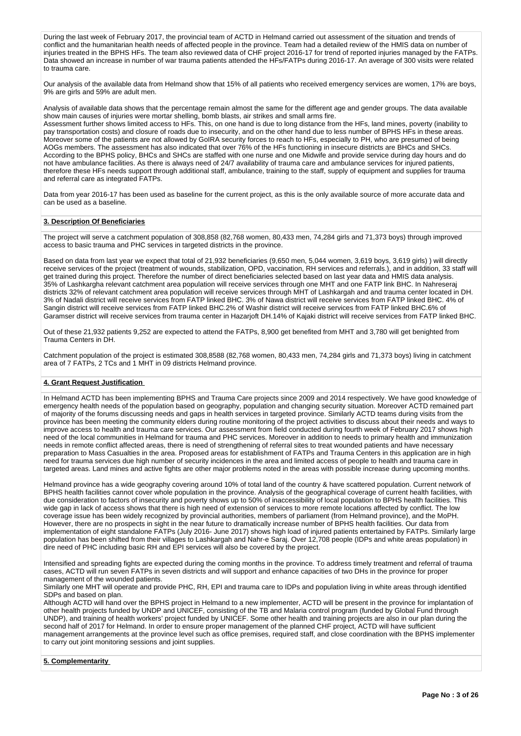During the last week of February 2017, the provincial team of ACTD in Helmand carried out assessment of the situation and trends of conflict and the humanitarian health needs of affected people in the province. Team had a detailed review of the HMIS data on number of injuries treated in the BPHS HFs. The team also reviewed data of CHF project 2016-17 for trend of reported injuries managed by the FATPs. Data showed an increase in number of war trauma patients attended the HFs/FATPs during 2016-17. An average of 300 visits were related to trauma care.

Our analysis of the available data from Helmand show that 15% of all patients who received emergency services are women, 17% are boys, 9% are girls and 59% are adult men.

Analysis of available data shows that the percentage remain almost the same for the different age and gender groups. The data available show main causes of injuries were mortar shelling, bomb blasts, air strikes and small arms fire.
Assessment further shows limited access to HFs. This, on one hand is due to long distance from the HFs, land mines, poverty (inability to pay transportation costs) and closure of roads due to insecurity, and on the other hand due to less number of BPHS HFs in these areas. Moreover some of the patients are not allowed by GoIRA security forces to reach to HFs, especially to PH, who are presumed of being AOGs members. The assessment has also indicated that over 76% of the HFs functioning in insecure districts are BHCs and SHCs. According to the BPHS policy, BHCs and SHCs are staffed with one nurse and one Midwife and provide service during day hours and do not have ambulance facilities. As there is always need of 24/7 availability of trauma care and ambulance services for injured patients, therefore these HFs needs support through additional staff, ambulance, training to the staff, supply of equipment and supplies for trauma and referral care as integrated FATPs.

Data from year 2016-17 has been used as baseline for the current project, as this is the only available source of more accurate data and can be used as a baseline.

**3. Description Of Beneficiaries**

The project will serve a catchment population of 308,858 (82,768 women, 80,433 men, 74,284 girls and 71,373 boys) through improved access to basic trauma and PHC services in targeted districts in the province.

Based on data from last year we expect that total of 21,932 beneficiaries (9,650 men, 5,044 women, 3,619 boys, 3,619 girls) ) will directly receive services of the project (treatment of wounds, stabilization, OPD, vaccination, RH services and referrals.), and in addition, 33 staff will get trained during this project. Therefore the number of direct beneficiaries selected based on last year data and HMIS data analysis. 35% of Lashkargha relevant catchment area population will receive services through one MHT and one FATP link BHC. In Nahreseraj districts 32% of relevant catchment area population will receive services through MHT of Lashkargah and and trauma center located in DH. 3% of Nadali district will receive services from FATP linked BHC. 3% of Nawa district will receive services from FATP linked BHC. 4% of Sangin district will receive services from FATP linked BHC.2% of Washir district will receive services from FATP linked BHC.6% of Garamser district will receive services from trauma center in Hazarjoft DH.14% of Kajaki district will receive services from FATP linked BHC.

Out of these 21,932 patients 9,252 are expected to attend the FATPs, 8,900 get benefited from MHT and 3,780 will get benighted from Trauma Centers in DH.

Catchment population of the project is estimated 308,8588 (82,768 women, 80,433 men, 74,284 girls and 71,373 boys) living in catchment area of 7 FATPs, 2 TCs and 1 MHT in 09 districts Helmand province.

**4. Grant Request Justification**

In Helmand ACTD has been implementing BPHS and Trauma Care projects since 2009 and 2014 respectively. We have good knowledge of emergency health needs of the population based on geography, population and changing security situation. Moreover ACTD remained part of majority of the forums discussing needs and gaps in health services in targeted province. Similarly ACTD teams during visits from the province has been meeting the community elders during routine monitoring of the project activities to discuss about their needs and ways to improve access to health and trauma care services. Our assessment from field conducted during fourth week of February 2017 shows high need of the local communities in Helmand for trauma and PHC services. Moreover in addition to needs to primary health and immunization needs in remote conflict affected areas, there is need of strengthening of referral sites to treat wounded patients and have necessary preparation to Mass Casualties in the area. Proposed areas for establishment of FATPs and Trauma Centers in this application are in high need for trauma services due high number of security incidences in the area and limited access of people to health and trauma care in targeted areas. Land mines and active fights are other major problems noted in the areas with possible increase during upcoming months.

Helmand province has a wide geography covering around 10% of total land of the country & have scattered population. Current network of BPHS health facilities cannot cover whole population in the province. Analysis of the geographical coverage of current health facilities, with due consideration to factors of insecurity and poverty shows up to 50% of inaccessibility of local population to BPHS health facilities. This wide gap in lack of access shows that there is high need of extension of services to more remote locations affected by conflict. The low coverage issue has been widely recognized by provincial authorities, members of parliament (from Helmand province), and the MoPH. However, there are no prospects in sight in the near future to dramatically increase number of BPHS health facilities. Our data from implementation of eight standalone FATPs (July 2016- June 2017) shows high load of injured patients entertained by FATPs. Similarly large population has been shifted from their villages to Lashkargah and Nahr-e Saraj. Over 12,708 people (IDPs and white areas population) in dire need of PHC including basic RH and EPI services will also be covered by the project.

Intensified and spreading fights are expected during the coming months in the province. To address timely treatment and referral of trauma cases, ACTD will run seven FATPs in seven districts and will support and enhance capacities of two DHs in the province for proper management of the wounded patients.
Similarly one MHT will operate and provide PHC, RH, EPI and trauma care to IDPs and population living in white areas through identified SDPs and based on plan.
Although ACTD will hand over the BPHS project in Helmand to a new implementer, ACTD will be present in the province for implantation of other health projects funded by UNDP and UNICEF, consisting of the TB and Malaria control program (funded by Global Fund through UNDP), and training of health workers' project funded by UNICEF. Some other health and training projects are also in our plan during the second half of 2017 for Helmand. In order to ensure proper management of the planned CHF project, ACTD will have sufficient management arrangements at the province level such as office premises, required staff, and close coordination with the BPHS implementer to carry out joint monitoring sessions and joint supplies.

**5. Complementarity**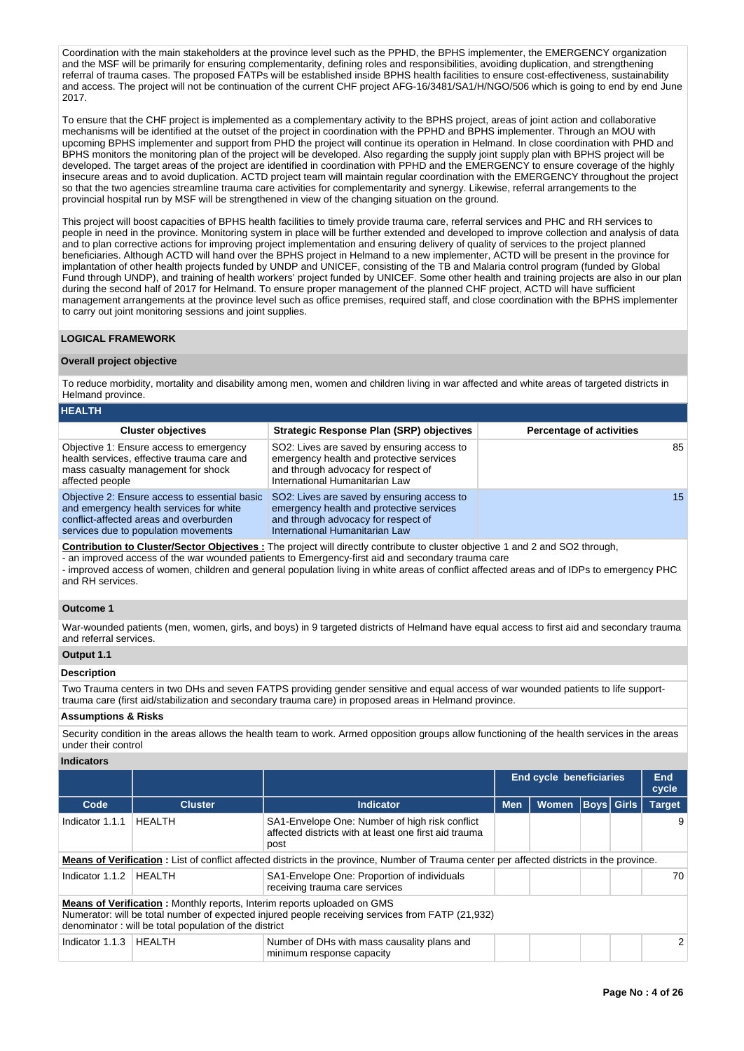Coordination with the main stakeholders at the province level such as the PPHD, the BPHS implementer, the EMERGENCY organization and the MSF will be primarily for ensuring complementarity, defining roles and responsibilities, avoiding duplication, and strengthening referral of trauma cases. The proposed FATPs will be established inside BPHS health facilities to ensure cost-effectiveness, sustainability and access. The project will not be continuation of the current CHF project AFG-16/3481/SA1/H/NGO/506 which is going to end by end June 2017.

To ensure that the CHF project is implemented as a complementary activity to the BPHS project, areas of joint action and collaborative mechanisms will be identified at the outset of the project in coordination with the PPHD and BPHS implementer. Through an MOU with upcoming BPHS implementer and support from PHD the project will continue its operation in Helmand. In close coordination with PHD and BPHS monitors the monitoring plan of the project will be developed. Also regarding the supply joint supply plan with BPHS project will be developed. The target areas of the project are identified in coordination with PPHD and the EMERGENCY to ensure coverage of the highly insecure areas and to avoid duplication. ACTD project team will maintain regular coordination with the EMERGENCY throughout the project so that the two agencies streamline trauma care activities for complementarity and synergy. Likewise, referral arrangements to the provincial hospital run by MSF will be strengthened in view of the changing situation on the ground.

This project will boost capacities of BPHS health facilities to timely provide trauma care, referral services and PHC and RH services to people in need in the province. Monitoring system in place will be further extended and developed to improve collection and analysis of data and to plan corrective actions for improving project implementation and ensuring delivery of quality of services to the project planned beneficiaries. Although ACTD will hand over the BPHS project in Helmand to a new implementer, ACTD will be present in the province for implantation of other health projects funded by UNDP and UNICEF, consisting of the TB and Malaria control program (funded by Global Fund through UNDP), and training of health workers' project funded by UNICEF. Some other health and training projects are also in our plan during the second half of 2017 for Helmand. To ensure proper management of the planned CHF project, ACTD will have sufficient management arrangements at the province level such as office premises, required staff, and close coordination with the BPHS implementer to carry out joint monitoring sessions and joint supplies.

## LOGICAL FRAMEWORK

### Overall project objective

To reduce morbidity, mortality and disability among men, women and children living in war affected and white areas of targeted districts in Helmand province.

### HEALTH

| Cluster objectives | Strategic Response Plan (SRP) objectives | Percentage of activities |
|---|---|---|
| Objective 1: Ensure access to emergency health services, effective trauma care and mass casualty management for shock affected people | SO2: Lives are saved by ensuring access to emergency health and protective services and through advocacy for respect of International Humanitarian Law | 85 |
| Objective 2: Ensure access to essential basic and emergency health services for white conflict-affected areas and overburden services due to population movements | SO2: Lives are saved by ensuring access to emergency health and protective services and through advocacy for respect of International Humanitarian Law | 15 |

**Contribution to Cluster/Sector Objectives :** The project will directly contribute to cluster objective 1 and 2 and SO2 through,
- an improved access of the war wounded patients to Emergency-first aid and secondary trauma care
- improved access of women, children and general population living in white areas of conflict affected areas and of IDPs to emergency PHC and RH services.

### Outcome 1

War-wounded patients (men, women, girls, and boys) in 9 targeted districts of Helmand have equal access to first aid and secondary trauma and referral services.

### Output 1.1

**Description**

Two Trauma centers in two DHs and seven FATPS providing gender sensitive and equal access of war wounded patients to life support-trauma care (first aid/stabilization and secondary trauma care) in proposed areas in Helmand province.

**Assumptions & Risks**

Security condition in the areas allows the health team to work. Armed opposition groups allow functioning of the health services in the areas under their control

**Indicators**

| | | | End cycle beneficiaries | | | | End cycle |
|---|---|---|---|---|---|---|---|
| Code | Cluster | Indicator | Men | Women | Boys | Girls | Target |
| Indicator 1.1.1 | HEALTH | SA1-Envelope One: Number of high risk conflict affected districts with at least one first aid trauma post | | | | | 9 |
| **Means of Verification :** List of conflict affected districts in the province, Number of Trauma center per affected districts in the province. | | | | | | | |
| Indicator 1.1.2 | HEALTH | SA1-Envelope One: Proportion of individuals receiving trauma care services | | | | | 70 |
| **Means of Verification :** Monthly reports, Interim reports uploaded on GMS<br>Numerator: will be total number of expected injured people receiving services from FATP (21,932)<br>denominator : will be total population of the district | | | | | | | |
| Indicator 1.1.3 | HEALTH | Number of DHs with mass causality plans and minimum response capacity | | | | | 2 |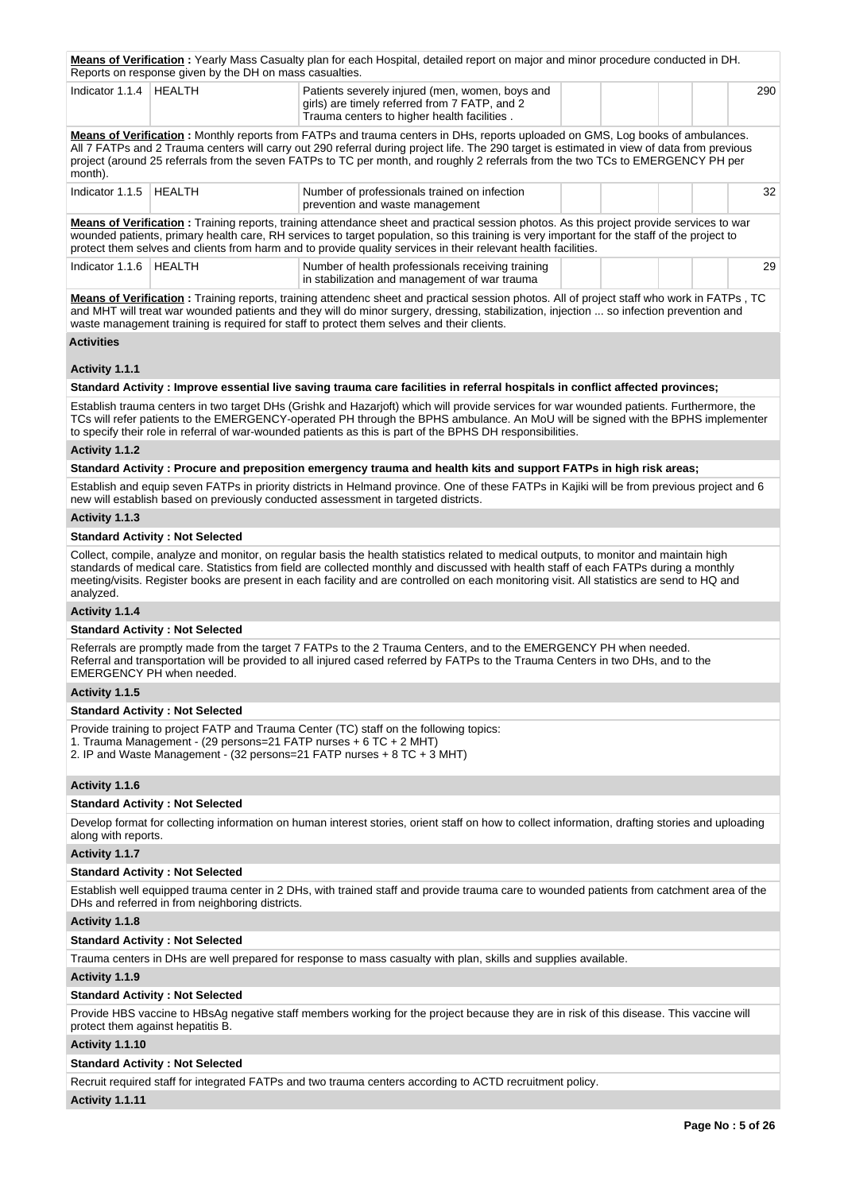**Means of Verification :** Yearly Mass Casualty plan for each Hospital, detailed report on major and minor procedure conducted in DH. Reports on response given by the DH on mass casualties.

| Indicator 1.1.4 | HEALTH | Patients severely injured (men, women, boys and girls) are timely referred from 7 FATP, and 2 Trauma centers to higher health facilities . | | | | | 290 |
|---|---|---|---|---|---|---|---|

**Means of Verification :** Monthly reports from FATPs and trauma centers in DHs, reports uploaded on GMS, Log books of ambulances. All 7 FATPs and 2 Trauma centers will carry out 290 referral during project life. The 290 target is estimated in view of data from previous project (around 25 referrals from the seven FATPs to TC per month, and roughly 2 referrals from the two TCs to EMERGENCY PH per month).

| Indicator 1.1.5 | HEALTH | Number of professionals trained on infection prevention and waste management | | | | | 32 |
|---|---|---|---|---|---|---|---|

**Means of Verification :** Training reports, training attendance sheet and practical session photos. As this project provide services to war wounded patients, primary health care, RH services to target population, so this training is very important for the staff of the project to protect them selves and clients from harm and to provide quality services in their relevant health facilities.

| Indicator 1.1.6 | HEALTH | Number of health professionals receiving training in stabilization and management of war trauma | | | | | 29 |
|---|---|---|---|---|---|---|---|

**Means of Verification :** Training reports, training attendenc sheet and practical session photos. All of project staff who work in FATPs , TC and MHT will treat war wounded patients and they will do minor surgery, dressing, stabilization, injection ... so infection prevention and waste management training is required for staff to protect them selves and their clients.

**Activities**

**Activity 1.1.1**

**Standard Activity : Improve essential live saving trauma care facilities in referral hospitals in conflict affected provinces;**

Establish trauma centers in two target DHs (Grishk and Hazarjoft) which will provide services for war wounded patients. Furthermore, the TCs will refer patients to the EMERGENCY-operated PH through the BPHS ambulance. An MoU will be signed with the BPHS implementer to specify their role in referral of war-wounded patients as this is part of the BPHS DH responsibilities.

**Activity 1.1.2**

**Standard Activity : Procure and preposition emergency trauma and health kits and support FATPs in high risk areas;**

Establish and equip seven FATPs in priority districts in Helmand province. One of these FATPs in Kajiki will be from previous project and 6 new will establish based on previously conducted assessment in targeted districts.

**Activity 1.1.3**

**Standard Activity : Not Selected**

Collect, compile, analyze and monitor, on regular basis the health statistics related to medical outputs, to monitor and maintain high standards of medical care. Statistics from field are collected monthly and discussed with health staff of each FATPs during a monthly meeting/visits. Register books are present in each facility and are controlled on each monitoring visit. All statistics are send to HQ and analyzed.

**Activity 1.1.4**

**Standard Activity : Not Selected**

Referrals are promptly made from the target 7 FATPs to the 2 Trauma Centers, and to the EMERGENCY PH when needed.
Referral and transportation will be provided to all injured cased referred by FATPs to the Trauma Centers in two DHs, and to the EMERGENCY PH when needed.

**Activity 1.1.5**

**Standard Activity : Not Selected**

Provide training to project FATP and Trauma Center (TC) staff on the following topics:
1. Trauma Management - (29 persons=21 FATP nurses + 6 TC + 2 MHT)
2. IP and Waste Management - (32 persons=21 FATP nurses + 8 TC + 3 MHT)

**Activity 1.1.6**

**Standard Activity : Not Selected**

Develop format for collecting information on human interest stories, orient staff on how to collect information, drafting stories and uploading along with reports.

**Activity 1.1.7**

**Standard Activity : Not Selected**

Establish well equipped trauma center in 2 DHs, with trained staff and provide trauma care to wounded patients from catchment area of the DHs and referred in from neighboring districts.

**Activity 1.1.8**

**Standard Activity : Not Selected**

Trauma centers in DHs are well prepared for response to mass casualty with plan, skills and supplies available.

**Activity 1.1.9**

**Standard Activity : Not Selected**

Provide HBS vaccine to HBsAg negative staff members working for the project because they are in risk of this disease. This vaccine will protect them against hepatitis B.

**Activity 1.1.10**

**Standard Activity : Not Selected**

Recruit required staff for integrated FATPs and two trauma centers according to ACTD recruitment policy.

**Activity 1.1.11**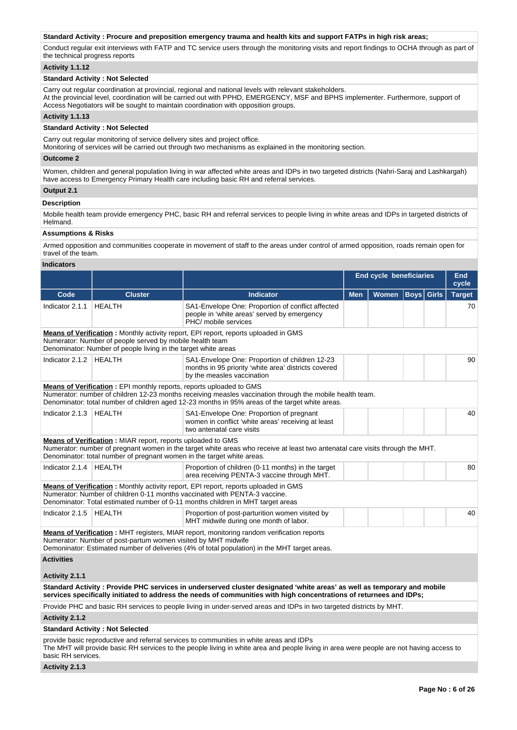**Standard Activity : Procure and preposition emergency trauma and health kits and support FATPs in high risk areas;**

Conduct regular exit interviews with FATP and TC service users through the monitoring visits and report findings to OCHA through as part of the technical progress reports

**Activity 1.1.12**

**Standard Activity : Not Selected**

Carry out regular coordination at provincial, regional and national levels with relevant stakeholders.
At the provincial level, coordination will be carried out with PPHD, EMERGENCY, MSF and BPHS implementer. Furthermore, support of Access Negotiators will be sought to maintain coordination with opposition groups.

**Activity 1.1.13**

**Standard Activity : Not Selected**

Carry out regular monitoring of service delivery sites and project office.
Monitoring of services will be carried out through two mechanisms as explained in the monitoring section.

**Outcome 2**

Women, children and general population living in war affected white areas and IDPs in two targeted districts (Nahri-Saraj and Lashkargah) have access to Emergency Primary Health care including basic RH and referral services.

**Output 2.1**

**Description**

Mobile health team provide emergency PHC, basic RH and referral services to people living in white areas and IDPs in targeted districts of Helmand.

**Assumptions & Risks**

Armed opposition and communities cooperate in movement of staff to the areas under control of armed opposition, roads remain open for travel of the team.

**Indicators**

| | | | End cycle beneficiaries | | | | End cycle |
|---|---|---|---|---|---|---|---|
| **Code** | **Cluster** | **Indicator** | **Men** | **Women** | **Boys** | **Girls** | **Target** |
| Indicator 2.1.1 | HEALTH | SA1-Envelope One: Proportion of conflict affected people in 'white areas' served by emergency PHC/ mobile services | | | | | 70 |
| **Means of Verification :** Monthly activity report, EPI report, reports uploaded in GMS<br>Numerator: Number of people served by mobile health team<br>Denominator: Number of people living in the target white areas | | | | | | | |
| Indicator 2.1.2 | HEALTH | SA1-Envelope One: Proportion of children 12-23 months in 95 priority 'white area' districts covered by the measles vaccination | | | | | 90 |
| **Means of Verification :** EPI monthly reports, reports uploaded to GMS<br>Numerator: number of children 12-23 months receiving measles vaccination through the mobile health team.<br>Denominator: total number of children aged 12-23 months in 95% areas of the target white areas. | | | | | | | |
| Indicator 2.1.3 | HEALTH | SA1-Envelope One: Proportion of pregnant women in conflict 'white areas' receiving at least two antenatal care visits | | | | | 40 |
| **Means of Verification :** MIAR report, reports uploaded to GMS<br>Numerator: number of pregnant women in the target white areas who receive at least two antenatal care visits through the MHT.<br>Denominator: total number of pregnant women in the target white areas. | | | | | | | |
| Indicator 2.1.4 | HEALTH | Proportion of children (0-11 months) in the target area receiving PENTA-3 vaccine through MHT. | | | | | 80 |
| **Means of Verification :** Monthly activity report, EPI report, reports uploaded in GMS<br>Numerator: Number of children 0-11 months vaccinated with PENTA-3 vaccine.<br>Denominator: Total estimated number of 0-11 months children in MHT target areas | | | | | | | |
| Indicator 2.1.5 | HEALTH | Proportion of post-parturition women visited by MHT midwife during one month of labor. | | | | | 40 |
| **Means of Verification :** MHT registers, MIAR report, monitoring random verification reports<br>Numerator: Number of post-partum women visited by MHT midwife<br>Denominator: Estimated number of deliveries (4% of total population) in the MHT target areas. | | | | | | | |

**Activities**

**Activity 2.1.1**

**Standard Activity : Provide PHC services in underserved cluster designated 'white areas' as well as temporary and mobile services specifically initiated to address the needs of communities with high concentrations of returnees and IDPs;**

Provide PHC and basic RH services to people living in under-served areas and IDPs in two targeted districts by MHT.

**Activity 2.1.2**

**Standard Activity : Not Selected**

provide basic reproductive and referral services to communities in white areas and IDPs
The MHT will provide basic RH services to the people living in white area and people living in area were people are not having access to basic RH services.

**Activity 2.1.3**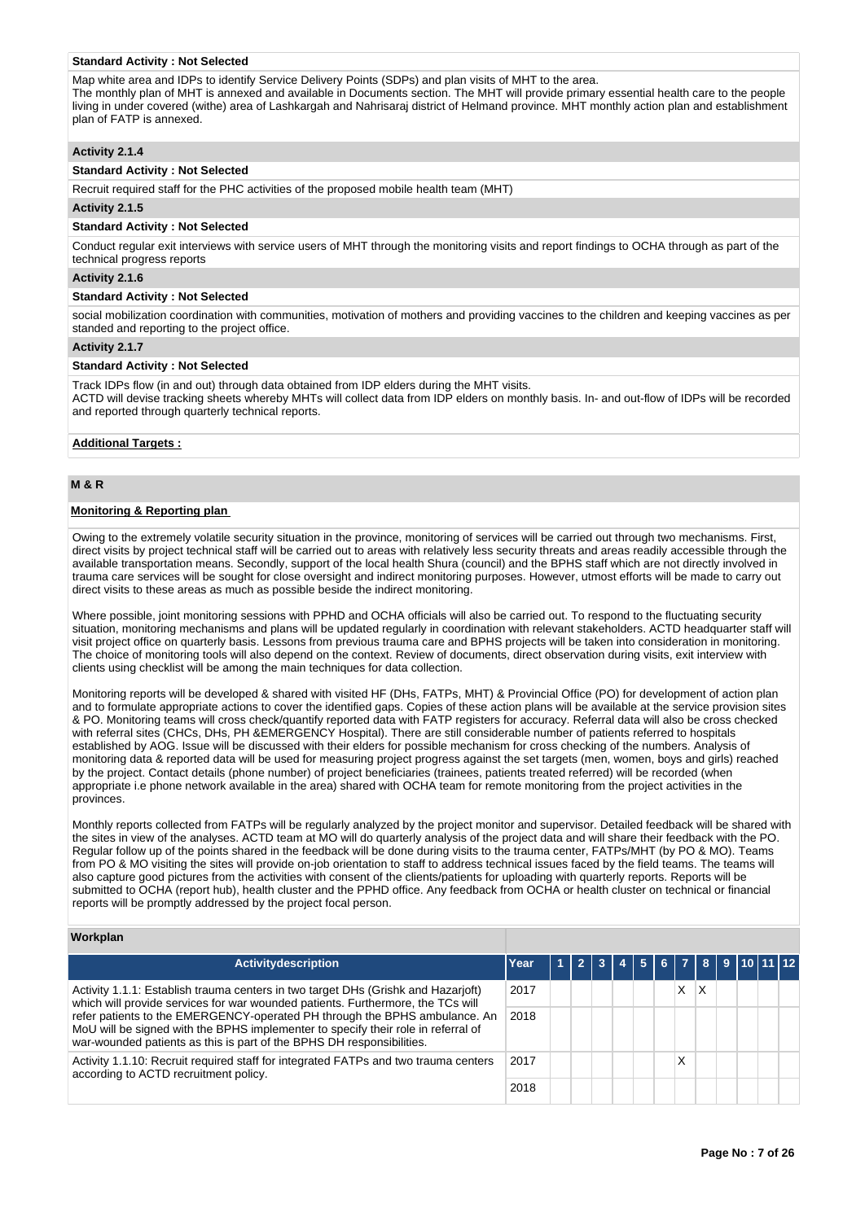**Standard Activity : Not Selected**

Map white area and IDPs to identify Service Delivery Points (SDPs) and plan visits of MHT to the area.
The monthly plan of MHT is annexed and available in Documents section. The MHT will provide primary essential health care to the people living in under covered (withe) area of Lashkargah and Nahrisaraj district of Helmand province. MHT monthly action plan and establishment plan of FATP is annexed.

**Activity 2.1.4**

**Standard Activity : Not Selected**

Recruit required staff for the PHC activities of the proposed mobile health team (MHT)

**Activity 2.1.5**

**Standard Activity : Not Selected**

Conduct regular exit interviews with service users of MHT through the monitoring visits and report findings to OCHA through as part of the technical progress reports

**Activity 2.1.6**

**Standard Activity : Not Selected**

social mobilization coordination with communities, motivation of mothers and providing vaccines to the children and keeping vaccines as per standed and reporting to the project office.

**Activity 2.1.7**

**Standard Activity : Not Selected**

Track IDPs flow (in and out) through data obtained from IDP elders during the MHT visits.
ACTD will devise tracking sheets whereby MHTs will collect data from IDP elders on monthly basis. In- and out-flow of IDPs will be recorded and reported through quarterly technical reports.

**Additional Targets :**

## M & R

**Monitoring & Reporting plan**

Owing to the extremely volatile security situation in the province, monitoring of services will be carried out through two mechanisms. First, direct visits by project technical staff will be carried out to areas with relatively less security threats and areas readily accessible through the available transportation means. Secondly, support of the local health Shura (council) and the BPHS staff which are not directly involved in trauma care services will be sought for close oversight and indirect monitoring purposes. However, utmost efforts will be made to carry out direct visits to these areas as much as possible beside the indirect monitoring.

Where possible, joint monitoring sessions with PPHD and OCHA officials will also be carried out. To respond to the fluctuating security situation, monitoring mechanisms and plans will be updated regularly in coordination with relevant stakeholders. ACTD headquarter staff will visit project office on quarterly basis. Lessons from previous trauma care and BPHS projects will be taken into consideration in monitoring. The choice of monitoring tools will also depend on the context. Review of documents, direct observation during visits, exit interview with clients using checklist will be among the main techniques for data collection.

Monitoring reports will be developed & shared with visited HF (DHs, FATPs, MHT) & Provincial Office (PO) for development of action plan and to formulate appropriate actions to cover the identified gaps. Copies of these action plans will be available at the service provision sites & PO. Monitoring teams will cross check/quantify reported data with FATP registers for accuracy. Referral data will also be cross checked with referral sites (CHCs, DHs, PH &EMERGENCY Hospital). There are still considerable number of patients referred to hospitals established by AOG. Issue will be discussed with their elders for possible mechanism for cross checking of the numbers. Analysis of monitoring data & reported data will be used for measuring project progress against the set targets (men, women, boys and girls) reached by the project. Contact details (phone number) of project beneficiaries (trainees, patients treated referred) will be recorded (when appropriate i.e phone network available in the area) shared with OCHA team for remote monitoring from the project activities in the provinces.

Monthly reports collected from FATPs will be regularly analyzed by the project monitor and supervisor. Detailed feedback will be shared with the sites in view of the analyses. ACTD team at MO will do quarterly analysis of the project data and will share their feedback with the PO. Regular follow up of the points shared in the feedback will be done during visits to the trauma center, FATPs/MHT (by PO & MO). Teams from PO & MO visiting the sites will provide on-job orientation to staff to address technical issues faced by the field teams. The teams will also capture good pictures from the activities with consent of the clients/patients for uploading with quarterly reports. Reports will be submitted to OCHA (report hub), health cluster and the PPHD office. Any feedback from OCHA or health cluster on technical or financial reports will be promptly addressed by the project focal person.

**Workplan**

| Activitydescription | Year | 1 | 2 | 3 | 4 | 5 | 6 | 7 | 8 | 9 | 10 | 11 | 12 |
|---|---|---|---|---|---|---|---|---|---|---|---|---|---|
| Activity 1.1.1: Establish trauma centers in two target DHs (Grishk and Hazarjoft) which will provide services for war wounded patients. Furthermore, the TCs will refer patients to the EMERGENCY-operated PH through the BPHS ambulance. An MoU will be signed with the BPHS implementer to specify their role in referral of war-wounded patients as this is part of the BPHS DH responsibilities. | 2017 | | | | | | | X | X | | | | |
| | 2018 | | | | | | | | | | | | |
| Activity 1.1.10: Recruit required staff for integrated FATPs and two trauma centers according to ACTD recruitment policy. | 2017 | | | | | | | X | | | | | |
| | 2018 | | | | | | | | | | | | |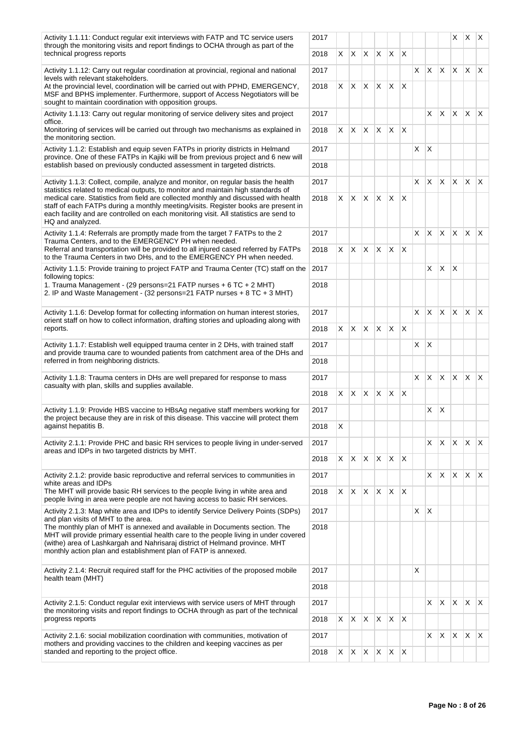| Activity | Year | 1 | 2 | 3 | 4 | 5 | 6 | 7 | 8 | 9 | 10 | 11 | 12 |
|---|---|---|---|---|---|---|---|---|---|---|---|---|---|
| Activity 1.1.11: Conduct regular exit interviews with FATP and TC service users through the monitoring visits and report findings to OCHA through as part of the technical progress reports | 2017 | | | | | | | | | | X | X | X |
| | 2018 | X | X | X | X | X | X | | | | | | |
| Activity 1.1.12: Carry out regular coordination at provincial, regional and national levels with relevant stakeholders.<br>At the provincial level, coordination will be carried out with PPHD, EMERGENCY, MSF and BPHS implementer. Furthermore, support of Access Negotiators will be sought to maintain coordination with opposition groups. | 2017 | | | | | | | X | X | X | X | X | X |
| | 2018 | X | X | X | X | X | X | | | | | | |
| Activity 1.1.13: Carry out regular monitoring of service delivery sites and project office.<br>Monitoring of services will be carried out through two mechanisms as explained in the monitoring section. | 2017 | | | | | | | | X | X | X | X | X |
| | 2018 | X | X | X | X | X | X | | | | | | |
| Activity 1.1.2: Establish and equip seven FATPs in priority districts in Helmand province. One of these FATPs in Kajiki will be from previous project and 6 new will establish based on previously conducted assessment in targeted districts. | 2017 | | | | | | | X | X | | | | |
| | 2018 | | | | | | | | | | | | |
| Activity 1.1.3: Collect, compile, analyze and monitor, on regular basis the health statistics related to medical outputs, to monitor and maintain high standards of medical care. Statistics from field are collected monthly and discussed with health staff of each FATPs during a monthly meeting/visits. Register books are present in each facility and are controlled on each monitoring visit. All statistics are send to HQ and analyzed. | 2017 | | | | | | | X | X | X | X | X | X |
| | 2018 | X | X | X | X | X | X | | | | | | |
| Activity 1.1.4: Referrals are promptly made from the target 7 FATPs to the 2 Trauma Centers, and to the EMERGENCY PH when needed.<br>Referral and transportation will be provided to all injured cased referred by FATPs to the Trauma Centers in two DHs, and to the EMERGENCY PH when needed. | 2017 | | | | | | | X | X | X | X | X | X |
| | 2018 | X | X | X | X | X | X | | | | | | |
| Activity 1.1.5: Provide training to project FATP and Trauma Center (TC) staff on the following topics:<br>1. Trauma Management - (29 persons=21 FATP nurses + 6 TC + 2 MHT)<br>2. IP and Waste Management - (32 persons=21 FATP nurses + 8 TC + 3 MHT) | 2017 | | | | | | | | X | X | X | | |
| | 2018 | | | | | | | | | | | | |
| Activity 1.1.6: Develop format for collecting information on human interest stories, orient staff on how to collect information, drafting stories and uploading along with reports. | 2017 | | | | | | | X | X | X | X | X | X |
| | 2018 | X | X | X | X | X | X | | | | | | |
| Activity 1.1.7: Establish well equipped trauma center in 2 DHs, with trained staff and provide trauma care to wounded patients from catchment area of the DHs and referred in from neighboring districts. | 2017 | | | | | | | X | X | | | | |
| | 2018 | | | | | | | | | | | | |
| Activity 1.1.8: Trauma centers in DHs are well prepared for response to mass casualty with plan, skills and supplies available. | 2017 | | | | | | | X | X | X | X | X | X |
| | 2018 | X | X | X | X | X | X | | | | | | |
| Activity 1.1.9: Provide HBS vaccine to HBsAg negative staff members working for the project because they are in risk of this disease. This vaccine will protect them against hepatitis B. | 2017 | | | | | | | | X | X | | | |
| | 2018 | X | | | | | | | | | | | |
| Activity 2.1.1: Provide PHC and basic RH services to people living in under-served areas and IDPs in two targeted districts by MHT. | 2017 | | | | | | | | X | X | X | X | X |
| | 2018 | X | X | X | X | X | X | | | | | | |
| Activity 2.1.2: provide basic reproductive and referral services to communities in white areas and IDPs<br>The MHT will provide basic RH services to the people living in white area and people living in area were people are not having access to basic RH services. | 2017 | | | | | | | | X | X | X | X | X |
| | 2018 | X | X | X | X | X | X | | | | | | |
| Activity 2.1.3: Map white area and IDPs to identify Service Delivery Points (SDPs) and plan visits of MHT to the area.<br>The monthly plan of MHT is annexed and available in Documents section. The MHT will provide primary essential health care to the people living in under covered (withe) area of Lashkargah and Nahrisaraj district of Helmand province. MHT monthly action plan and establishment plan of FATP is annexed. | 2017 | | | | | | | X | X | | | | |
| | 2018 | | | | | | | | | | | | |
| Activity 2.1.4: Recruit required staff for the PHC activities of the proposed mobile health team (MHT) | 2017 | | | | | | | X | | | | | |
| | 2018 | | | | | | | | | | | | |
| Activity 2.1.5: Conduct regular exit interviews with service users of MHT through the monitoring visits and report findings to OCHA through as part of the technical progress reports | 2017 | | | | | | | | X | X | X | X | X |
| | 2018 | X | X | X | X | X | X | | | | | | |
| Activity 2.1.6: social mobilization coordination with communities, motivation of mothers and providing vaccines to the children and keeping vaccines as per standed and reporting to the project office. | 2017 | | | | | | | | X | X | X | X | X |
| | 2018 | X | X | X | X | X | X | | | | | | |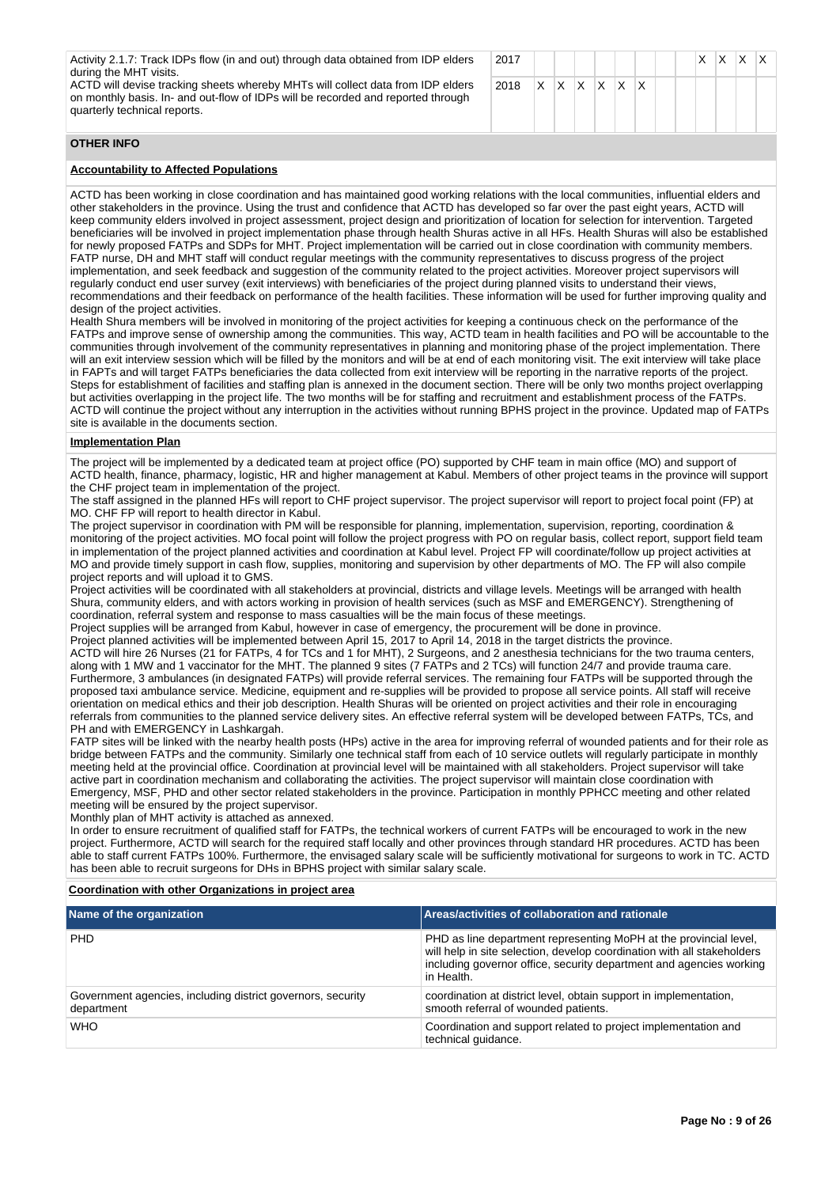| Activity | Year | 1 | 2 | 3 | 4 | 5 | 6 | 7 | 8 | 9 | 10 | 11 | 12 |
|---|---|---|---|---|---|---|---|---|---|---|---|---|---|
| Activity 2.1.7: Track IDPs flow (in and out) through data obtained from IDP elders during the MHT visits. ACTD will devise tracking sheets whereby MHTs will collect data from IDP elders on monthly basis. In- and out-flow of IDPs will be recorded and reported through quarterly technical reports. | 2017 | | | | | | | | | X | X | X | X |
| | 2018 | X | X | X | X | X | X | | | | | | |

## OTHER INFO

### Accountability to Affected Populations

ACTD has been working in close coordination and has maintained good working relations with the local communities, influential elders and other stakeholders in the province. Using the trust and confidence that ACTD has developed so far over the past eight years, ACTD will keep community elders involved in project assessment, project design and prioritization of location for selection for intervention. Targeted beneficiaries will be involved in project implementation phase through health Shuras active in all HFs. Health Shuras will also be established for newly proposed FATPs and SDPs for MHT. Project implementation will be carried out in close coordination with community members. FATP nurse, DH and MHT staff will conduct regular meetings with the community representatives to discuss progress of the project implementation, and seek feedback and suggestion of the community related to the project activities. Moreover project supervisors will regularly conduct end user survey (exit interviews) with beneficiaries of the project during planned visits to understand their views, recommendations and their feedback on performance of the health facilities. These information will be used for further improving quality and design of the project activities.

Health Shura members will be involved in monitoring of the project activities for keeping a continuous check on the performance of the FATPs and improve sense of ownership among the communities. This way, ACTD team in health facilities and PO will be accountable to the communities through involvement of the community representatives in planning and monitoring phase of the project implementation. There will an exit interview session which will be filled by the monitors and will be at end of each monitoring visit. The exit interview will take place in FAPTs and will target FATPs beneficiaries the data collected from exit interview will be reporting in the narrative reports of the project. Steps for establishment of facilities and staffing plan is annexed in the document section. There will be only two months project overlapping but activities overlapping in the project life. The two months will be for staffing and recruitment and establishment process of the FATPs. ACTD will continue the project without any interruption in the activities without running BPHS project in the province. Updated map of FATPs site is available in the documents section.

### Implementation Plan

The project will be implemented by a dedicated team at project office (PO) supported by CHF team in main office (MO) and support of ACTD health, finance, pharmacy, logistic, HR and higher management at Kabul. Members of other project teams in the province will support the CHF project team in implementation of the project.

The staff assigned in the planned HFs will report to CHF project supervisor. The project supervisor will report to project focal point (FP) at MO. CHF FP will report to health director in Kabul.

The project supervisor in coordination with PM will be responsible for planning, implementation, supervision, reporting, coordination & monitoring of the project activities. MO focal point will follow the project progress with PO on regular basis, collect report, support field team in implementation of the project planned activities and coordination at Kabul level. Project FP will coordinate/follow up project activities at MO and provide timely support in cash flow, supplies, monitoring and supervision by other departments of MO. The FP will also compile project reports and will upload it to GMS.

Project activities will be coordinated with all stakeholders at provincial, districts and village levels. Meetings will be arranged with health Shura, community elders, and with actors working in provision of health services (such as MSF and EMERGENCY). Strengthening of coordination, referral system and response to mass casualties will be the main focus of these meetings.

Project supplies will be arranged from Kabul, however in case of emergency, the procurement will be done in province.

Project planned activities will be implemented between April 15, 2017 to April 14, 2018 in the target districts the province.

ACTD will hire 26 Nurses (21 for FATPs, 4 for TCs and 1 for MHT), 2 Surgeons, and 2 anesthesia technicians for the two trauma centers, along with 1 MW and 1 vaccinator for the MHT. The planned 9 sites (7 FATPs and 2 TCs) will function 24/7 and provide trauma care. Furthermore, 3 ambulances (in designated FATPs) will provide referral services. The remaining four FATPs will be supported through the proposed taxi ambulance service. Medicine, equipment and re-supplies will be provided to propose all service points. All staff will receive orientation on medical ethics and their job description. Health Shuras will be oriented on project activities and their role in encouraging referrals from communities to the planned service delivery sites. An effective referral system will be developed between FATPs, TCs, and PH and with EMERGENCY in Lashkargah.

FATP sites will be linked with the nearby health posts (HPs) active in the area for improving referral of wounded patients and for their role as bridge between FATPs and the community. Similarly one technical staff from each of 10 service outlets will regularly participate in monthly meeting held at the provincial office. Coordination at provincial level will be maintained with all stakeholders. Project supervisor will take active part in coordination mechanism and collaborating the activities. The project supervisor will maintain close coordination with Emergency, MSF, PHD and other sector related stakeholders in the province. Participation in monthly PPHCC meeting and other related meeting will be ensured by the project supervisor.

Monthly plan of MHT activity is attached as annexed.

In order to ensure recruitment of qualified staff for FATPs, the technical workers of current FATPs will be encouraged to work in the new project. Furthermore, ACTD will search for the required staff locally and other provinces through standard HR procedures. ACTD has been able to staff current FATPs 100%. Furthermore, the envisaged salary scale will be sufficiently motivational for surgeons to work in TC. ACTD has been able to recruit surgeons for DHs in BPHS project with similar salary scale.

### Coordination with other Organizations in project area

| Name of the organization | Areas/activities of collaboration and rationale |
|---|---|
| PHD | PHD as line department representing MoPH at the provincial level, will help in site selection, develop coordination with all stakeholders including governor office, security department and agencies working in Health. |
| Government agencies, including district governors, security department | coordination at district level, obtain support in implementation, smooth referral of wounded patients. |
| WHO | Coordination and support related to project implementation and technical guidance. |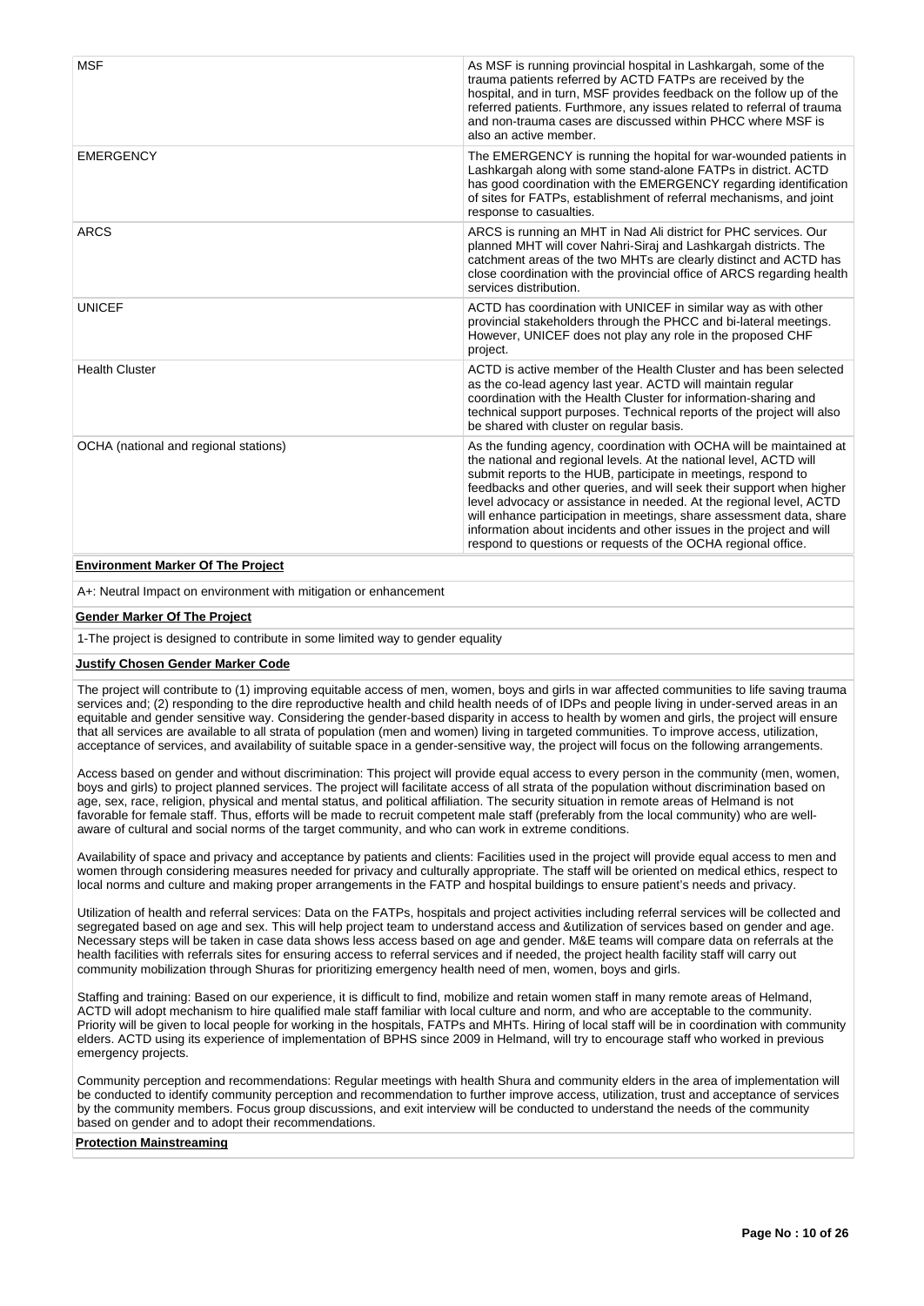| | |
|---|---|
| MSF | As MSF is running provincial hospital in Lashkargah, some of the trauma patients referred by ACTD FATPs are received by the hospital, and in turn, MSF provides feedback on the follow up of the referred patients. Furthermore, any issues related to referral of trauma and non-trauma cases are discussed within PHCC where MSF is also an active member. |
| EMERGENCY | The EMERGENCY is running the hopital for war-wounded patients in Lashkargah along with some stand-alone FATPs in district. ACTD has good coordination with the EMERGENCY regarding identification of sites for FATPs, establishment of referral mechanisms, and joint response to casualties. |
| ARCS | ARCS is running an MHT in Nad Ali district for PHC services. Our planned MHT will cover Nahri-Siraj and Lashkargah districts. The catchment areas of the two MHTs are clearly distinct and ACTD has close coordination with the provincial office of ARCS regarding health services distribution. |
| UNICEF | ACTD has coordination with UNICEF in similar way as with other provincial stakeholders through the PHCC and bi-lateral meetings. However, UNICEF does not play any role in the proposed CHF project. |
| Health Cluster | ACTD is active member of the Health Cluster and has been selected as the co-lead agency last year. ACTD will maintain regular coordination with the Health Cluster for information-sharing and technical support purposes. Technical reports of the project will also be shared with cluster on regular basis. |
| OCHA (national and regional stations) | As the funding agency, coordination with OCHA will be maintained at the national and regional levels. At the national level, ACTD will submit reports to the HUB, participate in meetings, respond to feedbacks and other queries, and will seek their support when higher level advocacy or assistance in needed. At the regional level, ACTD will enhance participation in meetings, share assessment data, share information about incidents and other issues in the project and will respond to questions or requests of the OCHA regional office. |

**Environment Marker Of The Project**

A+: Neutral Impact on environment with mitigation or enhancement

**Gender Marker Of The Project**

1-The project is designed to contribute in some limited way to gender equality

**Justify Chosen Gender Marker Code**

The project will contribute to (1) improving equitable access of men, women, boys and girls in war affected communities to life saving trauma services and; (2) responding to the dire reproductive health and child health needs of of IDPs and people living in under-served areas in an equitable and gender sensitive way. Considering the gender-based disparity in access to health by women and girls, the project will ensure that all services are available to all strata of population (men and women) living in targeted communities. To improve access, utilization, acceptance of services, and availability of suitable space in a gender-sensitive way, the project will focus on the following arrangements.

Access based on gender and without discrimination: This project will provide equal access to every person in the community (men, women, boys and girls) to project planned services. The project will facilitate access of all strata of the population without discrimination based on age, sex, race, religion, physical and mental status, and political affiliation. The security situation in remote areas of Helmand is not favorable for female staff. Thus, efforts will be made to recruit competent male staff (preferably from the local community) who are well-aware of cultural and social norms of the target community, and who can work in extreme conditions.

Availability of space and privacy and acceptance by patients and clients: Facilities used in the project will provide equal access to men and women through considering measures needed for privacy and culturally appropriate. The staff will be oriented on medical ethics, respect to local norms and culture and making proper arrangements in the FATP and hospital buildings to ensure patient's needs and privacy.

Utilization of health and referral services: Data on the FATPs, hospitals and project activities including referral services will be collected and segregated based on age and sex. This will help project team to understand access and &utilization of services based on gender and age. Necessary steps will be taken in case data shows less access based on age and gender. M&E teams will compare data on referrals at the health facilities with referrals sites for ensuring access to referral services and if needed, the project health facility staff will carry out community mobilization through Shuras for prioritizing emergency health need of men, women, boys and girls.

Staffing and training: Based on our experience, it is difficult to find, mobilize and retain women staff in many remote areas of Helmand, ACTD will adopt mechanism to hire qualified male staff familiar with local culture and norm, and who are acceptable to the community. Priority will be given to local people for working in the hospitals, FATPs and MHTs. Hiring of local staff will be in coordination with community elders. ACTD using its experience of implementation of BPHS since 2009 in Helmand, will try to encourage staff who worked in previous emergency projects.

Community perception and recommendations: Regular meetings with health Shura and community elders in the area of implementation will be conducted to identify community perception and recommendation to further improve access, utilization, trust and acceptance of services by the community members. Focus group discussions, and exit interview will be conducted to understand the needs of the community based on gender and to adopt their recommendations.

**Protection Mainstreaming**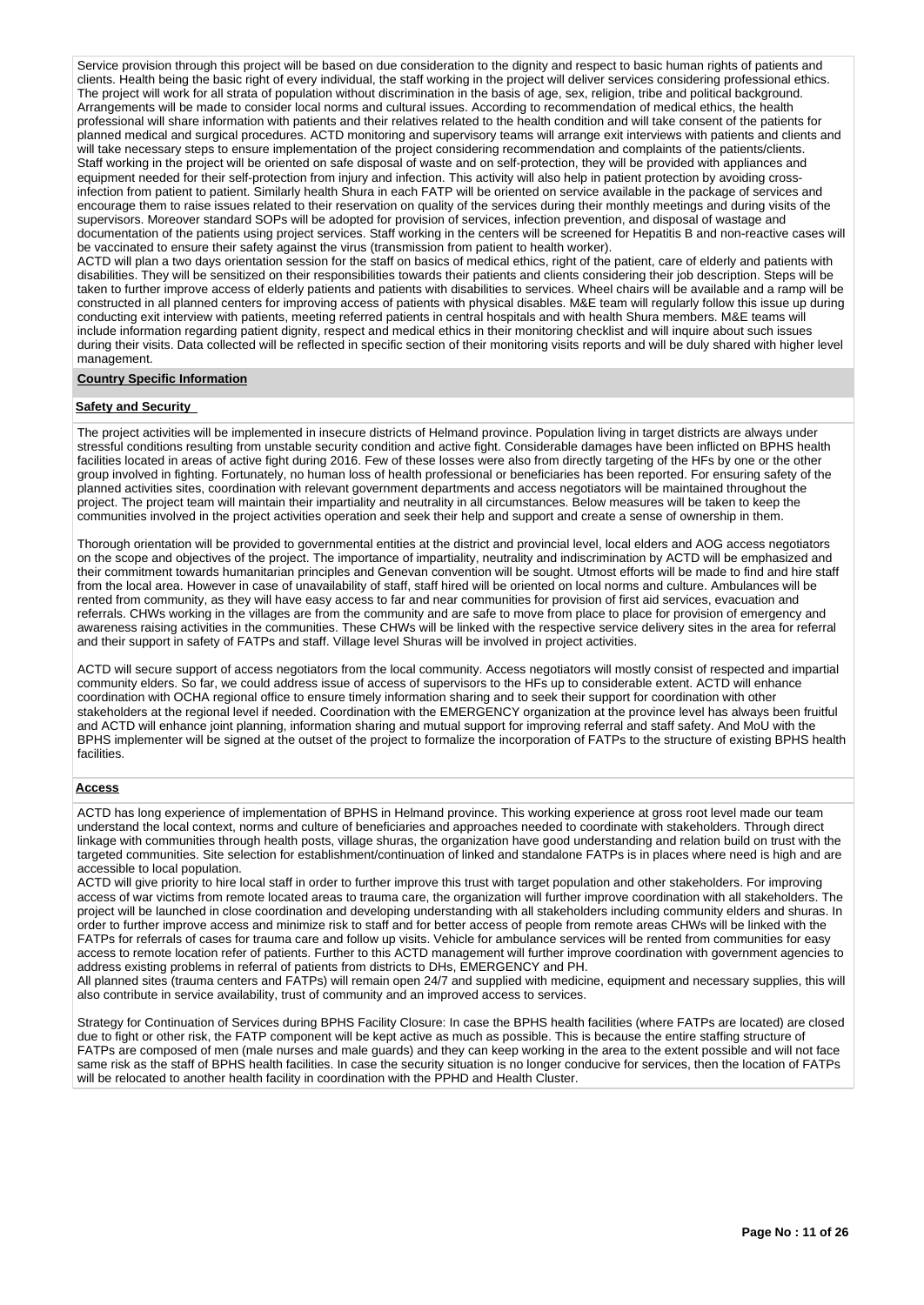Service provision through this project will be based on due consideration to the dignity and respect to basic human rights of patients and clients. Health being the basic right of every individual, the staff working in the project will deliver services considering professional ethics. The project will work for all strata of population without discrimination in the basis of age, sex, religion, tribe and political background. Arrangements will be made to consider local norms and cultural issues. According to recommendation of medical ethics, the health professional will share information with patients and their relatives related to the health condition and will take consent of the patients for planned medical and surgical procedures. ACTD monitoring and supervisory teams will arrange exit interviews with patients and clients and will take necessary steps to ensure implementation of the project considering recommendation and complaints of the patients/clients. Staff working in the project will be oriented on safe disposal of waste and on self-protection, they will be provided with appliances and equipment needed for their self-protection from injury and infection. This activity will also help in patient protection by avoiding cross-infection from patient to patient. Similarly health Shura in each FATP will be oriented on service available in the package of services and encourage them to raise issues related to their reservation on quality of the services during their monthly meetings and during visits of the supervisors. Moreover standard SOPs will be adopted for provision of services, infection prevention, and disposal of wastage and documentation of the patients using project services. Staff working in the centers will be screened for Hepatitis B and non-reactive cases will be vaccinated to ensure their safety against the virus (transmission from patient to health worker).
ACTD will plan a two days orientation session for the staff on basics of medical ethics, right of the patient, care of elderly and patients with disabilities. They will be sensitized on their responsibilities towards their patients and clients considering their job description. Steps will be taken to further improve access of elderly patients and patients with disabilities to services. Wheel chairs will be available and a ramp will be constructed in all planned centers for improving access of patients with physical disables. M&E team will regularly follow this issue up during conducting exit interview with patients, meeting referred patients in central hospitals and with health Shura members. M&E teams will include information regarding patient dignity, respect and medical ethics in their monitoring checklist and will inquire about such issues during their visits. Data collected will be reflected in specific section of their monitoring visits reports and will be duly shared with higher level management.

## Country Specific Information

### Safety and Security

The project activities will be implemented in insecure districts of Helmand province. Population living in target districts are always under stressful conditions resulting from unstable security condition and active fight. Considerable damages have been inflicted on BPHS health facilities located in areas of active fight during 2016. Few of these losses were also from directly targeting of the HFs by one or the other group involved in fighting. Fortunately, no human loss of health professional or beneficiaries has been reported. For ensuring safety of the planned activities sites, coordination with relevant government departments and access negotiators will be maintained throughout the project. The project team will maintain their impartiality and neutrality in all circumstances. Below measures will be taken to keep the communities involved in the project activities operation and seek their help and support and create a sense of ownership in them.

Thorough orientation will be provided to governmental entities at the district and provincial level, local elders and AOG access negotiators on the scope and objectives of the project. The importance of impartiality, neutrality and indiscrimination by ACTD will be emphasized and their commitment towards humanitarian principles and Genevan convention will be sought. Utmost efforts will be made to find and hire staff from the local area. However in case of unavailability of staff, staff hired will be oriented on local norms and culture. Ambulances will be rented from community, as they will have easy access to far and near communities for provision of first aid services, evacuation and referrals. CHWs working in the villages are from the community and are safe to move from place to place for provision of emergency and awareness raising activities in the communities. These CHWs will be linked with the respective service delivery sites in the area for referral and their support in safety of FATPs and staff. Village level Shuras will be involved in project activities.

ACTD will secure support of access negotiators from the local community. Access negotiators will mostly consist of respected and impartial community elders. So far, we could address issue of access of supervisors to the HFs up to considerable extent. ACTD will enhance coordination with OCHA regional office to ensure timely information sharing and to seek their support for coordination with other stakeholders at the regional level if needed. Coordination with the EMERGENCY organization at the province level has always been fruitful and ACTD will enhance joint planning, information sharing and mutual support for improving referral and staff safety. And MoU with the BPHS implementer will be signed at the outset of the project to formalize the incorporation of FATPs to the structure of existing BPHS health facilities.

### Access

ACTD has long experience of implementation of BPHS in Helmand province. This working experience at gross root level made our team understand the local context, norms and culture of beneficiaries and approaches needed to coordinate with stakeholders. Through direct linkage with communities through health posts, village shuras, the organization have good understanding and relation build on trust with the targeted communities. Site selection for establishment/continuation of linked and standalone FATPs is in places where need is high and are accessible to local population.
ACTD will give priority to hire local staff in order to further improve this trust with target population and other stakeholders. For improving access of war victims from remote located areas to trauma care, the organization will further improve coordination with all stakeholders. The project will be launched in close coordination and developing understanding with all stakeholders including community elders and shuras. In order to further improve access and minimize risk to staff and for better access of people from remote areas CHWs will be linked with the FATPs for referrals of cases for trauma care and follow up visits. Vehicle for ambulance services will be rented from communities for easy access to remote location refer of patients. Further to this ACTD management will further improve coordination with government agencies to address existing problems in referral of patients from districts to DHs, EMERGENCY and PH.
All planned sites (trauma centers and FATPs) will remain open 24/7 and supplied with medicine, equipment and necessary supplies, this will also contribute in service availability, trust of community and an improved access to services.

Strategy for Continuation of Services during BPHS Facility Closure: In case the BPHS health facilities (where FATPs are located) are closed due to fight or other risk, the FATP component will be kept active as much as possible. This is because the entire staffing structure of FATPs are composed of men (male nurses and male guards) and they can keep working in the area to the extent possible and will not face same risk as the staff of BPHS health facilities. In case the security situation is no longer conducive for services, then the location of FATPs will be relocated to another health facility in coordination with the PPHD and Health Cluster.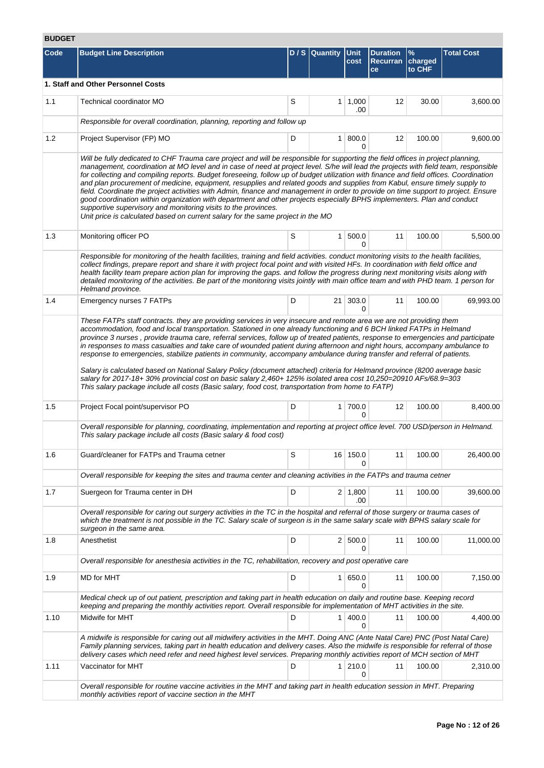## BUDGET

| Code | Budget Line Description | D / S | Quantity | Unit cost | Duration Recurrance | % charged to CHF | Total Cost |
|---|---|---|---|---|---|---|---|
| **1. Staff and Other Personnel Costs** | | | | | | | |
| 1.1 | Technical coordinator MO | S | 1 | 1,000.00 | 12 | 30.00 | 3,600.00 |
| | *Responsible for overall coordination, planning, reporting and follow up* | | | | | | |
| 1.2 | Project Supervisor (FP) MO | D | 1 | 800.00 | 12 | 100.00 | 9,600.00 |
| | *Will be fully dedicated to CHF Trauma care project and will be responsible for supporting the field offices in project planning, management, coordination at MO level and in case of need at project level. S/he will lead the projects with field team, responsible for collecting and compiling reports. Budget foreseeing, follow up of budget utilization with finance and field offices. Coordination and plan procurement of medicine, equipment, resupplies and related goods and supplies from Kabul, ensure timely supply to field. Coordinate the project activities with Admin, finance and management in order to provide on time support to project. Ensure good coordination within organization with department and other projects especially BPHS implementers. Plan and conduct supportive supervisory and monitoring visits to the provinces.<br>Unit price is calculated based on current salary for the same project in the MO* | | | | | | |
| 1.3 | Monitoring officer PO | S | 1 | 500.00 | 11 | 100.00 | 5,500.00 |
| | *Responsible for monitoring of the health facilities, training and field activities. conduct monitoring visits to the health facilities, collect findings, prepare report and share it with project focal point and with visited HFs. In coordination with field office and health facility team prepare action plan for improving the gaps. and follow the progress during next monitoring visits along with detailed monitoring of the activities. Be part of the monitoring visits jointly with main office team and with PHD team. 1 person for Helmand province.* | | | | | | |
| 1.4 | Emergency nurses 7 FATPs | D | 21 | 303.00 | 11 | 100.00 | 69,993.00 |
| | *These FATPs staff contracts. they are providing services in very insecure and remote area we are not providing them accommodation, food and local transportation. Stationed in one already functioning and 6 BCH linked FATPs in Helmand province 3 nurses , provide trauma care, referral services, follow up of treated patients, response to emergencies and participate in responses to mass casualties and take care of wounded patient during afternoon and night hours, accompany ambulance to response to emergencies, stabilize patients in community, accompany ambulance during transfer and referral of patients.<br><br>Salary is calculated based on National Salary Policy (document attached) criteria for Helmand province (8200 average basic salary for 2017-18+ 30% provincial cost on basic salary 2,460+ 125% isolated area cost 10,250=20910 AFs/68.9=303<br>This salary package include all costs (Basic salary, food cost, transportation from home to FATP)* | | | | | | |
| 1.5 | Project Focal point/supervisor PO | D | 1 | 700.00 | 12 | 100.00 | 8,400.00 |
| | *Overall responsible for planning, coordinating, implementation and reporting at project office level. 700 USD/person in Helmand. This salary package include all costs (Basic salary & food cost)* | | | | | | |
| 1.6 | Guard/cleaner for FATPs and Trauma cetner | S | 16 | 150.00 | 11 | 100.00 | 26,400.00 |
| | *Overall responsible for keeping the sites and trauma center and cleaning activities in the FATPs and trauma cetner* | | | | | | |
| 1.7 | Suergeon for Trauma center in DH | D | 2 | 1,800.00 | 11 | 100.00 | 39,600.00 |
| | *Overall responsible for caring out surgery activities in the TC in the hospital and referral of those surgery or trauma cases of which the treatment is not possible in the TC. Salary scale of surgeon is in the same salary scale with BPHS salary scale for surgeon in the same area.* | | | | | | |
| 1.8 | Anesthetist | D | 2 | 500.00 | 11 | 100.00 | 11,000.00 |
| | *Overall responsible for anesthesia activities in the TC, rehabilitation, recovery and post operative care* | | | | | | |
| 1.9 | MD for MHT | D | 1 | 650.00 | 11 | 100.00 | 7,150.00 |
| | *Medical check up of out patient, prescription and taking part in health education on daily and routine base. Keeping record keeping and preparing the monthly activities report. Overall responsible for implementation of MHT activities in the site.* | | | | | | |
| 1.10 | Midwife for MHT | D | 1 | 400.00 | 11 | 100.00 | 4,400.00 |
| | *A midwife is responsible for caring out all midwifery activities in the MHT. Doing ANC (Ante Natal Care) PNC (Post Natal Care) Family planning services, taking part in health education and delivery cases. Also the midwife is responsible for referral of those delivery cases which need refer and need highest level services. Preparing monthly activities report of MCH section of MHT* | | | | | | |
| 1.11 | Vaccinator for MHT | D | 1 | 210.00 | 11 | 100.00 | 2,310.00 |
| | *Overall responsible for routine vaccine activities in the MHT and taking part in health education session in MHT. Preparing monthly activities report of vaccine section in the MHT* | | | | | | |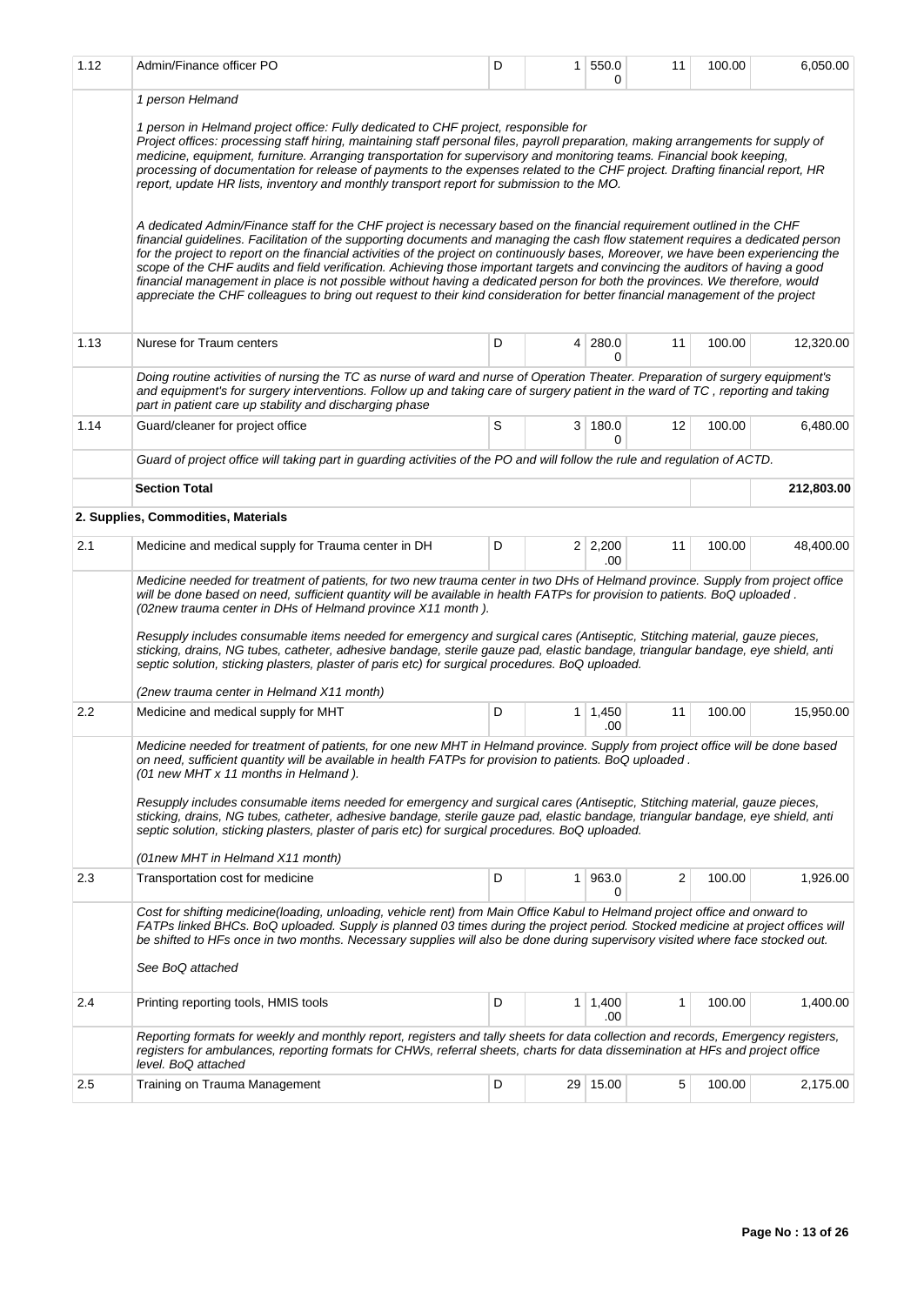| | | | | | | | |
|---|---|---|---|---|---|---|---|
| 1.12 | Admin/Finance officer PO | D | 1 | 550.00 | 11 | 100.00 | 6,050.00 |
| | *1 person Helmand*<br><br>*1 person in Helmand project office: Fully dedicated to CHF project, responsible for Project offices: processing staff hiring, maintaining staff personal files, payroll preparation, making arrangements for supply of medicine, equipment, furniture. Arranging transportation for supervisory and monitoring teams. Financial book keeping, processing of documentation for release of payments to the expenses related to the CHF project. Drafting financial report, HR report, update HR lists, inventory and monthly transport report for submission to the MO.*<br><br>*A dedicated Admin/Finance staff for the CHF project is necessary based on the financial requirement outlined in the CHF financial guidelines. Facilitation of the supporting documents and managing the cash flow statement requires a dedicated person for the project to report on the financial activities of the project on continuously bases, Moreover, we have been experiencing the scope of the CHF audits and field verification. Achieving those important targets and convincing the auditors of having a good financial management in place is not possible without having a dedicated person for both the provinces. We therefore, would appreciate the CHF colleagues to bring out request to their kind consideration for better financial management of the project* | | | | | | |
| 1.13 | Nurese for Traum centers | D | 4 | 280.00 | 11 | 100.00 | 12,320.00 |
| | *Doing routine activities of nursing the TC as nurse of ward and nurse of Operation Theater. Preparation of surgery equipment's and equipment's for surgery interventions. Follow up and taking care of surgery patient in the ward of TC , reporting and taking part in patient care up stability and discharging phase* | | | | | | |
| 1.14 | Guard/cleaner for project office | S | 3 | 180.00 | 12 | 100.00 | 6,480.00 |
| | *Guard of project office will taking part in guarding activities of the PO and will follow the rule and regulation of ACTD.* | | | | | | |
| | **Section Total** | | | | | | **212,803.00** |
| | **2. Supplies, Commodities, Materials** | | | | | | |
| 2.1 | Medicine and medical supply for Trauma center in DH | D | 2 | 2,200.00 | 11 | 100.00 | 48,400.00 |
| | *Medicine needed for treatment of patients, for two new trauma center in two DHs of Helmand province. Supply from project office will be done based on need, sufficient quantity will be available in health FATPs for provision to patients. BoQ uploaded . (02new trauma center in DHs of Helmand province X11 month ).*<br><br>*Resupply includes consumable items needed for emergency and surgical cares (Antiseptic, Stitching material, gauze pieces, sticking, drains, NG tubes, catheter, adhesive bandage, sterile gauze pad, elastic bandage, triangular bandage, eye shield, anti septic solution, sticking plasters, plaster of paris etc) for surgical procedures. BoQ uploaded.*<br><br>*(2new trauma center in Helmand X11 month)* | | | | | | |
| 2.2 | Medicine and medical supply for MHT | D | 1 | 1,450.00 | 11 | 100.00 | 15,950.00 |
| | *Medicine needed for treatment of patients, for one new MHT in Helmand province. Supply from project office will be done based on need, sufficient quantity will be available in health FATPs for provision to patients. BoQ uploaded . (01 new MHT x 11 months in Helmand ).*<br><br>*Resupply includes consumable items needed for emergency and surgical cares (Antiseptic, Stitching material, gauze pieces, sticking, drains, NG tubes, catheter, adhesive bandage, sterile gauze pad, elastic bandage, triangular bandage, eye shield, anti septic solution, sticking plasters, plaster of paris etc) for surgical procedures. BoQ uploaded.*<br><br>*(01new MHT in Helmand X11 month)* | | | | | | |
| 2.3 | Transportation cost for medicine | D | 1 | 963.00 | 2 | 100.00 | 1,926.00 |
| | *Cost for shifting medicine(loading, unloading, vehicle rent) from Main Office Kabul to Helmand project office and onward to FATPs linked BHCs. BoQ uploaded. Supply is planned 03 times during the project period. Stocked medicine at project offices will be shifted to HFs once in two months. Necessary supplies will also be done during supervisory visited where face stocked out.*<br><br>*See BoQ attached* | | | | | | |
| 2.4 | Printing reporting tools, HMIS tools | D | 1 | 1,400.00 | 1 | 100.00 | 1,400.00 |
| | *Reporting formats for weekly and monthly report, registers and tally sheets for data collection and records, Emergency registers, registers for ambulances, reporting formats for CHWs, referral sheets, charts for data dissemination at HFs and project office level. BoQ attached* | | | | | | |
| 2.5 | Training on Trauma Management | D | 29 | 15.00 | 5 | 100.00 | 2,175.00 |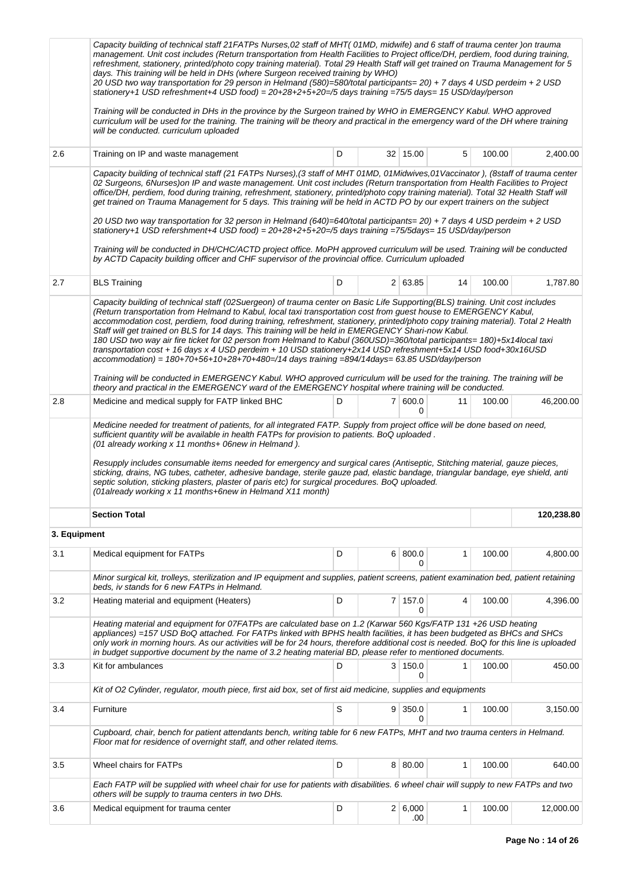| | | | | | | | |
|---|---|---|---|---|---|---|---|
| | *Capacity building of technical staff 21FATPs Nurses,02 staff of MHT( 01MD, midwife) and 6 staff of trauma center )on trauma management. Unit cost includes (Return transportation from Health Facilities to Project office/DH, perdiem, food during training, refreshment, stationery, printed/photo copy training material). Total 29 Health Staff will get trained on Trauma Management for 5 days. This training will be held in DHs (where Surgeon received training by WHO)*<br>*20 USD two way transportation for 29 person in Helmand (580)=580/total participants= 20) + 7 days 4 USD perdeim + 2 USD stationery+1 USD refreshment+4 USD food) = 20+28+2+5+20=/5 days training =75/5 days= 15 USD/day/person*<br><br>*Training will be conducted in DHs in the province by the Surgeon trained by WHO in EMERGENCY Kabul. WHO approved curriculum will be used for the training. The training will be theory and practical in the emergency ward of the DH where training will be conducted. curriculum uploaded* | | | | | | |
| 2.6 | Training on IP and waste management | D | 32 | 15.00 | 5 | 100.00 | 2,400.00 |
| | *Capacity building of technical staff (21 FATPs Nurses),(3 staff of MHT 01MD, 01Midwives,01Vaccinator ), (8staff of trauma center 02 Surgeons, 6Nurses)on IP and waste management. Unit cost includes (Return transportation from Health Facilities to Project office/DH, perdiem, food during training, refreshment, stationery, printed/photo copy training material). Total 32 Health Staff will get trained on Trauma Management for 5 days. This training will be held in ACTD PO by our expert trainers on the subject*<br><br>*20 USD two way transportation for 32 person in Helmand (640)=640/total participants= 20) + 7 days 4 USD perdeim + 2 USD stationery+1 USD refershment+4 USD food) = 20+28+2+5+20=/5 days training =75/5days= 15 USD/day/person*<br><br>*Training will be conducted in DH/CHC/ACTD project office. MoPH approved curriculum will be used. Training will be conducted by ACTD Capacity building officer and CHF supervisor of the provincial office. Curriculum uploaded* | | | | | | |
| 2.7 | BLS Training | D | 2 | 63.85 | 14 | 100.00 | 1,787.80 |
| | *Capacity building of technical staff (02Suergeon) of trauma center on Basic Life Supporting(BLS) training. Unit cost includes (Return transportation from Helmand to Kabul, local taxi transportation cost from guest house to EMERGENCY Kabul, accommodation cost, perdiem, food during training, refreshment, stationery, printed/photo copy training material). Total 2 Health Staff will get trained on BLS for 14 days. This training will be held in EMERGENCY Shari-now Kabul.*<br>*180 USD two way air fire ticket for 02 person from Helmand to Kabul (360USD)=360/total participants= 180)+5x14local taxi transportation cost + 16 days x 4 USD perdeim + 10 USD stationery+2x14 USD refreshment+5x14 USD food+30x16USD accommodation) = 180+70+56+10+28+70+480=/14 days training =894/14days= 63.85 USD/day/person*<br><br>*Training will be conducted in EMERGENCY Kabul. WHO approved curriculum will be used for the training. The training will be theory and practical in the EMERGENCY ward of the EMERGENCY hospital where training will be conducted.* | | | | | | |
| 2.8 | Medicine and medical supply for FATP linked BHC | D | 7 | 600.00 | 11 | 100.00 | 46,200.00 |
| | *Medicine needed for treatment of patients, for all integrated FATP. Supply from project office will be done based on need, sufficient quantity will be available in health FATPs for provision to patients. BoQ uploaded .*<br>*(01 already working x 11 months+ 06new in Helmand ).*<br><br>*Resupply includes consumable items needed for emergency and surgical cares (Antiseptic, Stitching material, gauze pieces, sticking, drains, NG tubes, catheter, adhesive bandage, sterile gauze pad, elastic bandage, triangular bandage, eye shield, anti septic solution, sticking plasters, plaster of paris etc) for surgical procedures. BoQ uploaded.*<br>*(01already working x 11 months+6new in Helmand X11 month)* | | | | | | |
| | **Section Total** | | | | | | **120,238.80** |
| **3. Equipment** | | | | | | | |
| 3.1 | Medical equipment for FATPs | D | 6 | 800.00 | 1 | 100.00 | 4,800.00 |
| | *Minor surgical kit, trolleys, sterilization and IP equipment and supplies, patient screens, patient examination bed, patient retaining beds, iv stands for 6 new FATPs in Helmand.* | | | | | | |
| 3.2 | Heating material and equipment (Heaters) | D | 7 | 157.00 | 4 | 100.00 | 4,396.00 |
| | *Heating material and equipment for 07FATPs are calculated base on 1.2 (Karwar 560 Kgs/FATP 131 +26 USD heating appliances) =157 USD BoQ attached. For FATPs linked with BPHS health facilities, it has been budgeted as BHCs and SHCs only work in morning hours. As our activities will be for 24 hours, therefore additional cost is needed. BoQ for this line is uploaded in budget supportive document by the name of 3.2 heating material BD, please refer to mentioned documents.* | | | | | | |
| 3.3 | Kit for ambulances | D | 3 | 150.00 | 1 | 100.00 | 450.00 |
| | *Kit of O2 Cylinder, regulator, mouth piece, first aid box, set of first aid medicine, supplies and equipments* | | | | | | |
| 3.4 | Furniture | S | 9 | 350.00 | 1 | 100.00 | 3,150.00 |
| | *Cupboard, chair, bench for patient attendants bench, writing table for 6 new FATPs, MHT and two trauma centers in Helmand. Floor mat for residence of overnight staff, and other related items.* | | | | | | |
| 3.5 | Wheel chairs for FATPs | D | 8 | 80.00 | 1 | 100.00 | 640.00 |
| | *Each FATP will be supplied with wheel chair for use for patients with disabilities. 6 wheel chair will supply to new FATPs and two others will be supply to trauma centers in two DHs.* | | | | | | |
| 3.6 | Medical equipment for trauma center | D | 2 | 6,000.00 | 1 | 100.00 | 12,000.00 |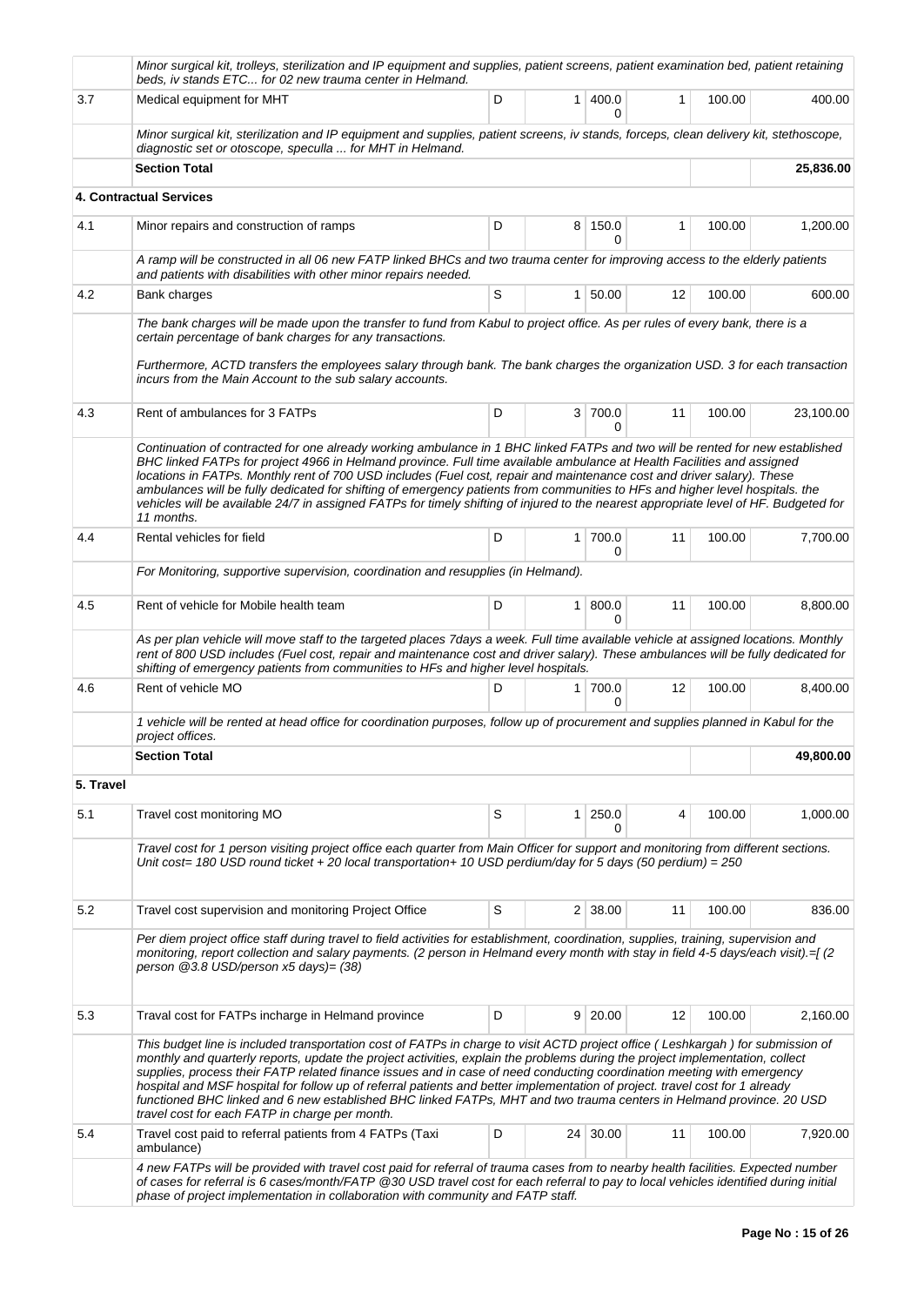| | | | | | | | |
|---|---|---|---|---|---|---|---|
| | *Minor surgical kit, trolleys, sterilization and IP equipment and supplies, patient screens, patient examination bed, patient retaining beds, iv stands ETC... for 02 new trauma center in Helmand.* | | | | | | |
| 3.7 | Medical equipment for MHT | D | 1 | 400.00 | 1 | 100.00 | 400.00 |
| | *Minor surgical kit, sterilization and IP equipment and supplies, patient screens, iv stands, forceps, clean delivery kit, stethoscope, diagnostic set or otoscope, speculla ... for MHT in Helmand.* | | | | | | |
| | **Section Total** | | | | | | **25,836.00** |
| **4. Contractual Services** | | | | | | | |
| 4.1 | Minor repairs and construction of ramps | D | 8 | 150.00 | 1 | 100.00 | 1,200.00 |
| | *A ramp will be constructed in all 06 new FATP linked BHCs and two trauma center for improving access to the elderly patients and patients with disabilities with other minor repairs needed.* | | | | | | |
| 4.2 | Bank charges | S | 1 | 50.00 | 12 | 100.00 | 600.00 |
| | *The bank charges will be made upon the transfer to fund from Kabul to project office. As per rules of every bank, there is a certain percentage of bank charges for any transactions.* *Furthermore, ACTD transfers the employees salary through bank. The bank charges the organization USD. 3 for each transaction incurs from the Main Account to the sub salary accounts.* | | | | | | |
| 4.3 | Rent of ambulances for 3 FATPs | D | 3 | 700.00 | 11 | 100.00 | 23,100.00 |
| | *Continuation of contracted for one already working ambulance in 1 BHC linked FATPs and two will be rented for new established BHC linked FATPs for project 4966 in Helmand province. Full time available ambulance at Health Facilities and assigned locations in FATPs. Monthly rent of 700 USD includes (Fuel cost, repair and maintenance cost and driver salary). These ambulances will be fully dedicated for shifting of emergency patients from communities to HFs and higher level hospitals. the vehicles will be available 24/7 in assigned FATPs for timely shifting of injured to the nearest appropriate level of HF. Budgeted for 11 months.* | | | | | | |
| 4.4 | Rental vehicles for field | D | 1 | 700.00 | 11 | 100.00 | 7,700.00 |
| | *For Monitoring, supportive supervision, coordination and resupplies (in Helmand).* | | | | | | |
| 4.5 | Rent of vehicle for Mobile health team | D | 1 | 800.00 | 11 | 100.00 | 8,800.00 |
| | *As per plan vehicle will move staff to the targeted places 7days a week. Full time available vehicle at assigned locations. Monthly rent of 800 USD includes (Fuel cost, repair and maintenance cost and driver salary). These ambulances will be fully dedicated for shifting of emergency patients from communities to HFs and higher level hospitals.* | | | | | | |
| 4.6 | Rent of vehicle MO | D | 1 | 700.00 | 12 | 100.00 | 8,400.00 |
| | *1 vehicle will be rented at head office for coordination purposes, follow up of procurement and supplies planned in Kabul for the project offices.* | | | | | | |
| | **Section Total** | | | | | | **49,800.00** |
| **5. Travel** | | | | | | | |
| 5.1 | Travel cost monitoring MO | S | 1 | 250.00 | 4 | 100.00 | 1,000.00 |
| | *Travel cost for 1 person visiting project office each quarter from Main Officer for support and monitoring from different sections. Unit cost= 180 USD round ticket + 20 local transportation+ 10 USD perdium/day for 5 days (50 perdium) = 250* | | | | | | |
| 5.2 | Travel cost supervision and monitoring Project Office | S | 2 | 38.00 | 11 | 100.00 | 836.00 |
| | *Per diem project office staff during travel to field activities for establishment, coordination, supplies, training, supervision and monitoring, report collection and salary payments. (2 person in Helmand every month with stay in field 4-5 days/each visit).=[ (2 person @3.8 USD/person x5 days)= (38)* | | | | | | |
| 5.3 | Traval cost for FATPs incharge in Helmand province | D | 9 | 20.00 | 12 | 100.00 | 2,160.00 |
| | *This budget line is included transportation cost of FATPs in charge to visit ACTD project office ( Leshkargah ) for submission of monthly and quarterly reports, update the project activities, explain the problems during the project implementation, collect supplies, process their FATP related finance issues and in case of need conducting coordination meeting with emergency hospital and MSF hospital for follow up of referral patients and better implementation of project. travel cost for 1 already functioned BHC linked and 6 new established BHC linked FATPs, MHT and two trauma centers in Helmand province. 20 USD travel cost for each FATP in charge per month.* | | | | | | |
| 5.4 | Travel cost paid to referral patients from 4 FATPs (Taxi ambulance) | D | 24 | 30.00 | 11 | 100.00 | 7,920.00 |
| | *4 new FATPs will be provided with travel cost paid for referral of trauma cases from to nearby health facilities. Expected number of cases for referral is 6 cases/month/FATP @30 USD travel cost for each referral to pay to local vehicles identified during initial phase of project implementation in collaboration with community and FATP staff.* | | | | | | |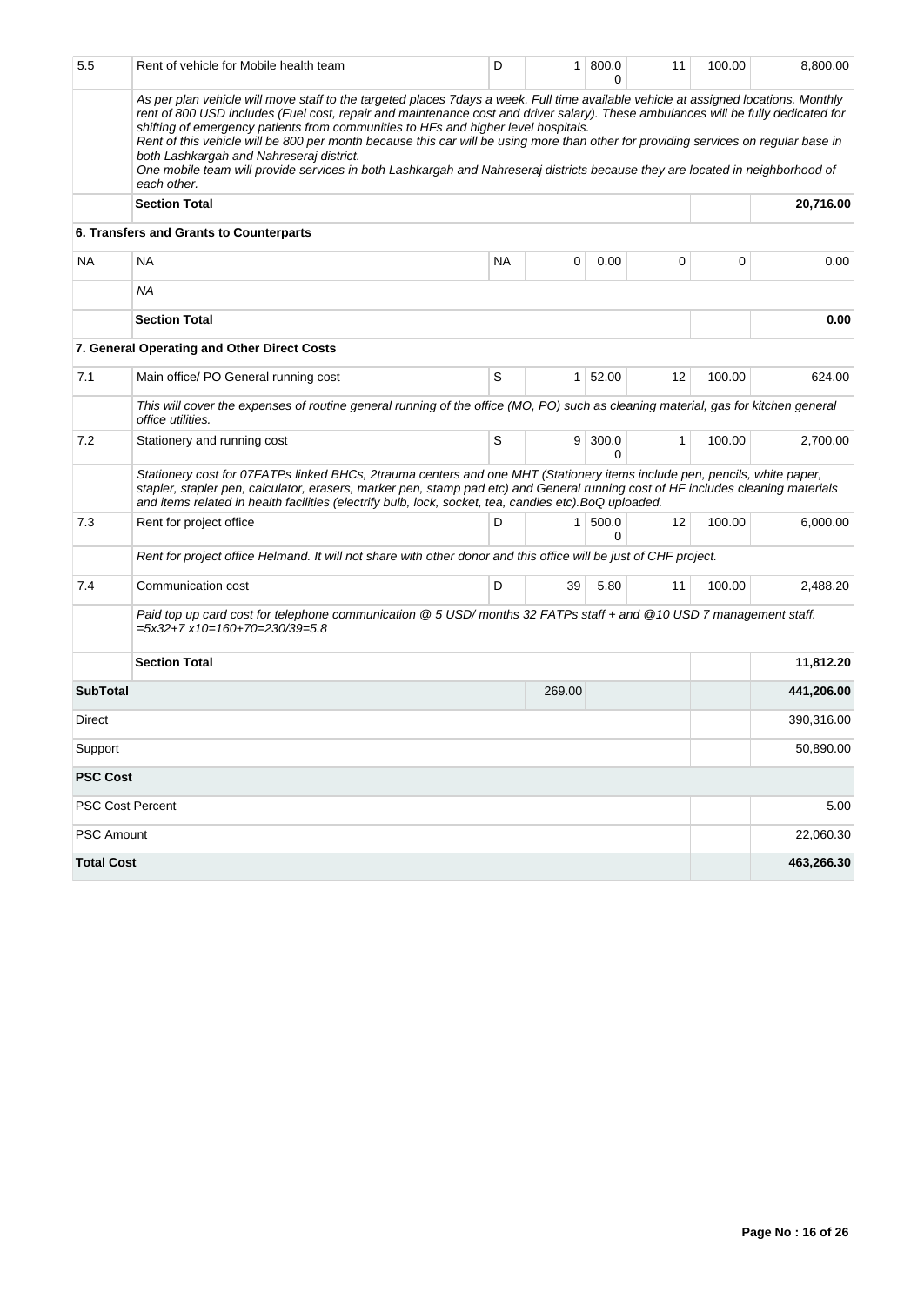| | | | | | | | |
|---|---|---|---|---|---|---|---|
| 5.5 | Rent of vehicle for Mobile health team | D | 1 | 800.00 | 11 | 100.00 | 8,800.00 |
| | *As per plan vehicle will move staff to the targeted places 7days a week. Full time available vehicle at assigned locations. Monthly rent of 800 USD includes (Fuel cost, repair and maintenance cost and driver salary). These ambulances will be fully dedicated for shifting of emergency patients from communities to HFs and higher level hospitals. Rent of this vehicle will be 800 per month because this car will be using more than other for providing services on regular base in both Lashkargah and Nahreseraj district. One mobile team will provide services in both Lashkargah and Nahreseraj districts because they are located in neighborhood of each other.* | | | | | | |
| | **Section Total** | | | | | | **20,716.00** |
| | **6. Transfers and Grants to Counterparts** | | | | | | |
| NA | NA | NA | 0 | 0.00 | 0 | 0 | 0.00 |
| | *NA* | | | | | | |
| | **Section Total** | | | | | | **0.00** |
| | **7. General Operating and Other Direct Costs** | | | | | | |
| 7.1 | Main office/ PO General running cost | S | 1 | 52.00 | 12 | 100.00 | 624.00 |
| | *This will cover the expenses of routine general running of the office (MO, PO) such as cleaning material, gas for kitchen general office utilities.* | | | | | | |
| 7.2 | Stationery and running cost | S | 9 | 300.00 | 1 | 100.00 | 2,700.00 |
| | *Stationery cost for 07FATPs linked BHCs, 2trauma centers and one MHT (Stationery items include pen, pencils, white paper, stapler, stapler pen, calculator, erasers, marker pen, stamp pad etc) and General running cost of HF includes cleaning materials and items related in health facilities (electrify bulb, lock, socket, tea, candies etc).BoQ uploaded.* | | | | | | |
| 7.3 | Rent for project office | D | 1 | 500.00 | 12 | 100.00 | 6,000.00 |
| | *Rent for project office Helmand. It will not share with other donor and this office will be just of CHF project.* | | | | | | |
| 7.4 | Communication cost | D | 39 | 5.80 | 11 | 100.00 | 2,488.20 |
| | *Paid top up card cost for telephone communication @ 5 USD/ months 32 FATPs staff + and @10 USD 7 management staff. =5x32+7 x10=160+70=230/39=5.8* | | | | | | |
| | **Section Total** | | | | | | **11,812.20** |
| **SubTotal** | | | 269.00 | | | | **441,206.00** |
| Direct | | | | | | | 390,316.00 |
| Support | | | | | | | 50,890.00 |
| **PSC Cost** | | | | | | | |
| PSC Cost Percent | | | | | | | 5.00 |
| PSC Amount | | | | | | | 22,060.30 |
| **Total Cost** | | | | | | | **463,266.30** |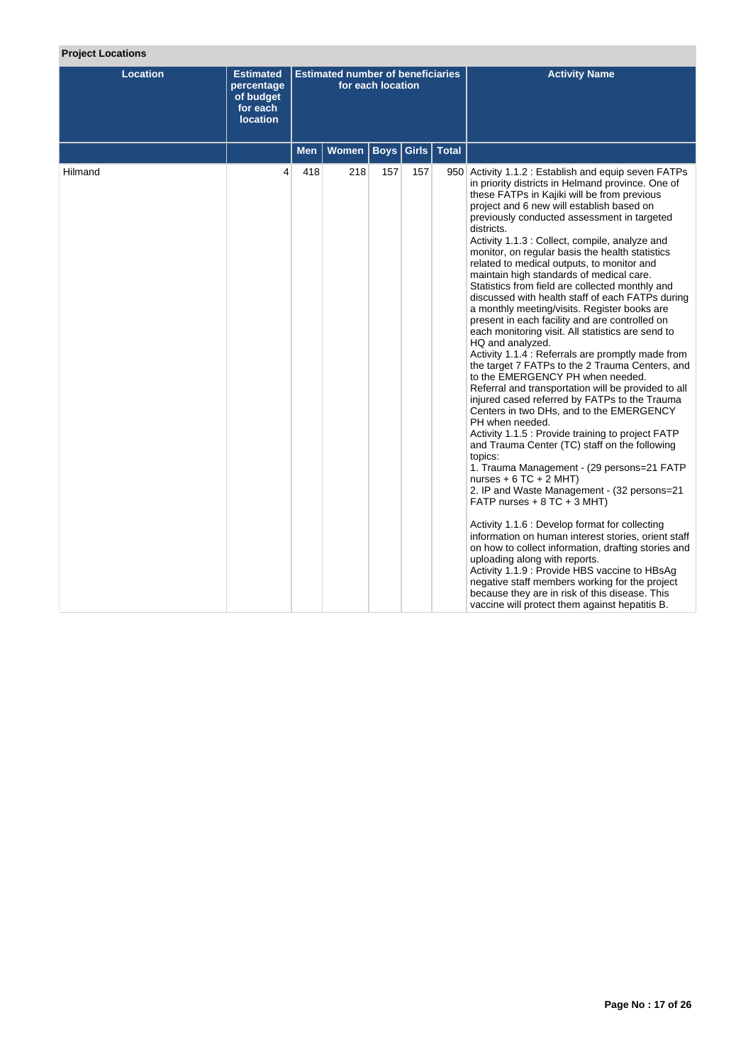**Project Locations**

| Location | Estimated percentage of budget for each location | Estimated number of beneficiaries for each location | | | | | Activity Name |
|---|---|---|---|---|---|---|---|
| | | Men | Women | Boys | Girls | Total | |
| Hilmand | 4 | 418 | 218 | 157 | 157 | 950 | Activity 1.1.2 : Establish and equip seven FATPs in priority districts in Helmand province. One of these FATPs in Kajiki will be from previous project and 6 new will establish based on previously conducted assessment in targeted districts.<br>Activity 1.1.3 : Collect, compile, analyze and monitor, on regular basis the health statistics related to medical outputs, to monitor and maintain high standards of medical care. Statistics from field are collected monthly and discussed with health staff of each FATPs during a monthly meeting/visits. Register books are present in each facility and are controlled on each monitoring visit. All statistics are send to HQ and analyzed.<br>Activity 1.1.4 : Referrals are promptly made from the target 7 FATPs to the 2 Trauma Centers, and to the EMERGENCY PH when needed. Referral and transportation will be provided to all injured cased referred by FATPs to the Trauma Centers in two DHs, and to the EMERGENCY PH when needed.<br>Activity 1.1.5 : Provide training to project FATP and Trauma Center (TC) staff on the following topics:<br>1. Trauma Management - (29 persons=21 FATP nurses + 6 TC + 2 MHT)<br>2. IP and Waste Management - (32 persons=21 FATP nurses + 8 TC + 3 MHT)<br><br>Activity 1.1.6 : Develop format for collecting information on human interest stories, orient staff on how to collect information, drafting stories and uploading along with reports.<br>Activity 1.1.9 : Provide HBS vaccine to HBsAg negative staff members working for the project because they are in risk of this disease. This vaccine will protect them against hepatitis B. |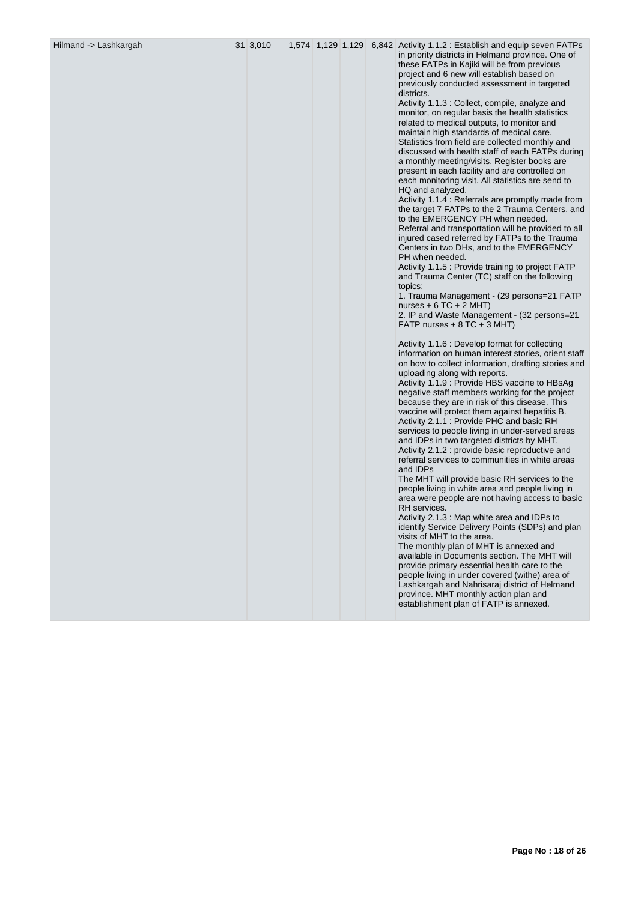| | | | | | | | |
|---|---|---|---|---|---|---|---|
| Hilmand -> Lashkargah | 31 | 3,010 | 1,574 | 1,129 | 1,129 | 6,842 | Activity 1.1.2 : Establish and equip seven FATPs in priority districts in Helmand province. One of these FATPs in Kajiki will be from previous project and 6 new will establish based on previously conducted assessment in targeted districts.<br>Activity 1.1.3 : Collect, compile, analyze and monitor, on regular basis the health statistics related to medical outputs, to monitor and maintain high standards of medical care. Statistics from field are collected monthly and discussed with health staff of each FATPs during a monthly meeting/visits. Register books are present in each facility and are controlled on each monitoring visit. All statistics are send to HQ and analyzed.<br>Activity 1.1.4 : Referrals are promptly made from the target 7 FATPs to the 2 Trauma Centers, and to the EMERGENCY PH when needed. Referral and transportation will be provided to all injured cased referred by FATPs to the Trauma Centers in two DHs, and to the EMERGENCY PH when needed.<br>Activity 1.1.5 : Provide training to project FATP and Trauma Center (TC) staff on the following topics:<br>1. Trauma Management - (29 persons=21 FATP nurses + 6 TC + 2 MHT)<br>2. IP and Waste Management - (32 persons=21 FATP nurses + 8 TC + 3 MHT)<br><br>Activity 1.1.6 : Develop format for collecting information on human interest stories, orient staff on how to collect information, drafting stories and uploading along with reports.<br>Activity 1.1.9 : Provide HBS vaccine to HBsAg negative staff members working for the project because they are in risk of this disease. This vaccine will protect them against hepatitis B.<br>Activity 2.1.1 : Provide PHC and basic RH services to people living in under-served areas and IDPs in two targeted districts by MHT.<br>Activity 2.1.2 : provide basic reproductive and referral services to communities in white areas and IDPs<br>The MHT will provide basic RH services to the people living in white area and people living in area were people are not having access to basic RH services.<br>Activity 2.1.3 : Map white area and IDPs to identify Service Delivery Points (SDPs) and plan visits of MHT to the area.<br>The monthly plan of MHT is annexed and available in Documents section. The MHT will provide primary essential health care to the people living in under covered (withe) area of Lashkargah and Nahrisaraj district of Helmand province. MHT monthly action plan and establishment plan of FATP is annexed. |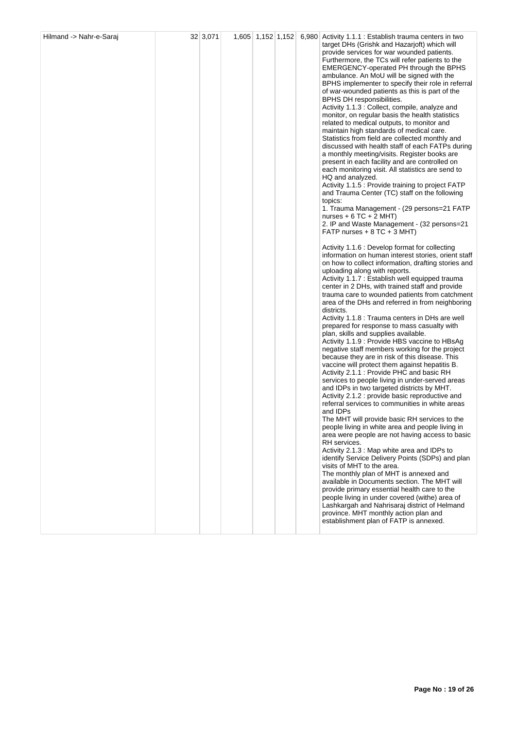| Hilmand -> Nahr-e-Saraj | 32 | 3,071 | 1,605 | 1,152 | 1,152 | 6,980 | Activity 1.1.1 : Establish trauma centers in two target DHs (Grishk and Hazarjoft) which will provide services for war wounded patients. Furthermore, the TCs will refer patients to the EMERGENCY-operated PH through the BPHS ambulance. An MoU will be signed with the BPHS implementer to specify their role in referral of war-wounded patients as this is part of the BPHS DH responsibilities.<br>Activity 1.1.3 : Collect, compile, analyze and monitor, on regular basis the health statistics related to medical outputs, to monitor and maintain high standards of medical care. Statistics from field are collected monthly and discussed with health staff of each FATPs during a monthly meeting/visits. Register books are present in each facility and are controlled on each monitoring visit. All statistics are send to HQ and analyzed.<br>Activity 1.1.5 : Provide training to project FATP and Trauma Center (TC) staff on the following topics:<br>1. Trauma Management - (29 persons=21 FATP nurses + 6 TC + 2 MHT)<br>2. IP and Waste Management - (32 persons=21 FATP nurses + 8 TC + 3 MHT)<br><br>Activity 1.1.6 : Develop format for collecting information on human interest stories, orient staff on how to collect information, drafting stories and uploading along with reports.<br>Activity 1.1.7 : Establish well equipped trauma center in 2 DHs, with trained staff and provide trauma care to wounded patients from catchment area of the DHs and referred in from neighboring districts.<br>Activity 1.1.8 : Trauma centers in DHs are well prepared for response to mass casualty with plan, skills and supplies available.<br>Activity 1.1.9 : Provide HBS vaccine to HBsAg negative staff members working for the project because they are in risk of this disease. This vaccine will protect them against hepatitis B.<br>Activity 2.1.1 : Provide PHC and basic RH services to people living in under-served areas and IDPs in two targeted districts by MHT.<br>Activity 2.1.2 : provide basic reproductive and referral services to communities in white areas and IDPs<br>The MHT will provide basic RH services to the people living in white area and people living in area were people are not having access to basic RH services.<br>Activity 2.1.3 : Map white area and IDPs to identify Service Delivery Points (SDPs) and plan visits of MHT to the area.<br>The monthly plan of MHT is annexed and available in Documents section. The MHT will provide primary essential health care to the people living in under covered (withe) area of Lashkargah and Nahrisaraj district of Helmand province. MHT monthly action plan and establishment plan of FATP is annexed. |
|---|---|---|---|---|---|---|---|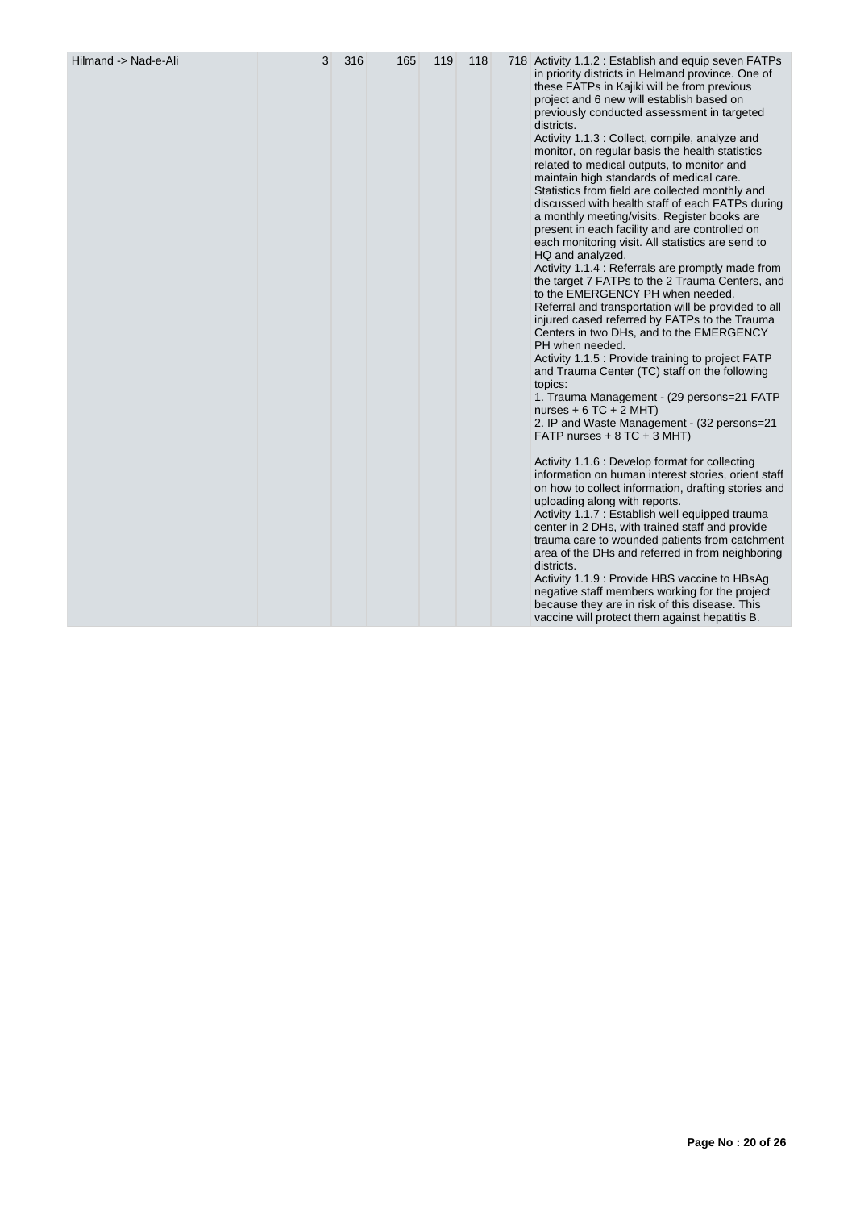| | | | | | | | |
|---|---|---|---|---|---|---|---|
| Hilmand -> Nad-e-Ali | 3 | 316 | 165 | 119 | 118 | 718 | Activity 1.1.2 : Establish and equip seven FATPs in priority districts in Helmand province. One of these FATPs in Kajiki will be from previous project and 6 new will establish based on previously conducted assessment in targeted districts.<br>Activity 1.1.3 : Collect, compile, analyze and monitor, on regular basis the health statistics related to medical outputs, to monitor and maintain high standards of medical care. Statistics from field are collected monthly and discussed with health staff of each FATPs during a monthly meeting/visits. Register books are present in each facility and are controlled on each monitoring visit. All statistics are send to HQ and analyzed.<br>Activity 1.1.4 : Referrals are promptly made from the target 7 FATPs to the 2 Trauma Centers, and to the EMERGENCY PH when needed. Referral and transportation will be provided to all injured cased referred by FATPs to the Trauma Centers in two DHs, and to the EMERGENCY PH when needed.<br>Activity 1.1.5 : Provide training to project FATP and Trauma Center (TC) staff on the following topics:<br>1. Trauma Management - (29 persons=21 FATP nurses + 6 TC + 2 MHT)<br>2. IP and Waste Management - (32 persons=21 FATP nurses + 8 TC + 3 MHT)<br><br>Activity 1.1.6 : Develop format for collecting information on human interest stories, orient staff on how to collect information, drafting stories and uploading along with reports.<br>Activity 1.1.7 : Establish well equipped trauma center in 2 DHs, with trained staff and provide trauma care to wounded patients from catchment area of the DHs and referred in from neighboring districts.<br>Activity 1.1.9 : Provide HBS vaccine to HBsAg negative staff members working for the project because they are in risk of this disease. This vaccine will protect them against hepatitis B. |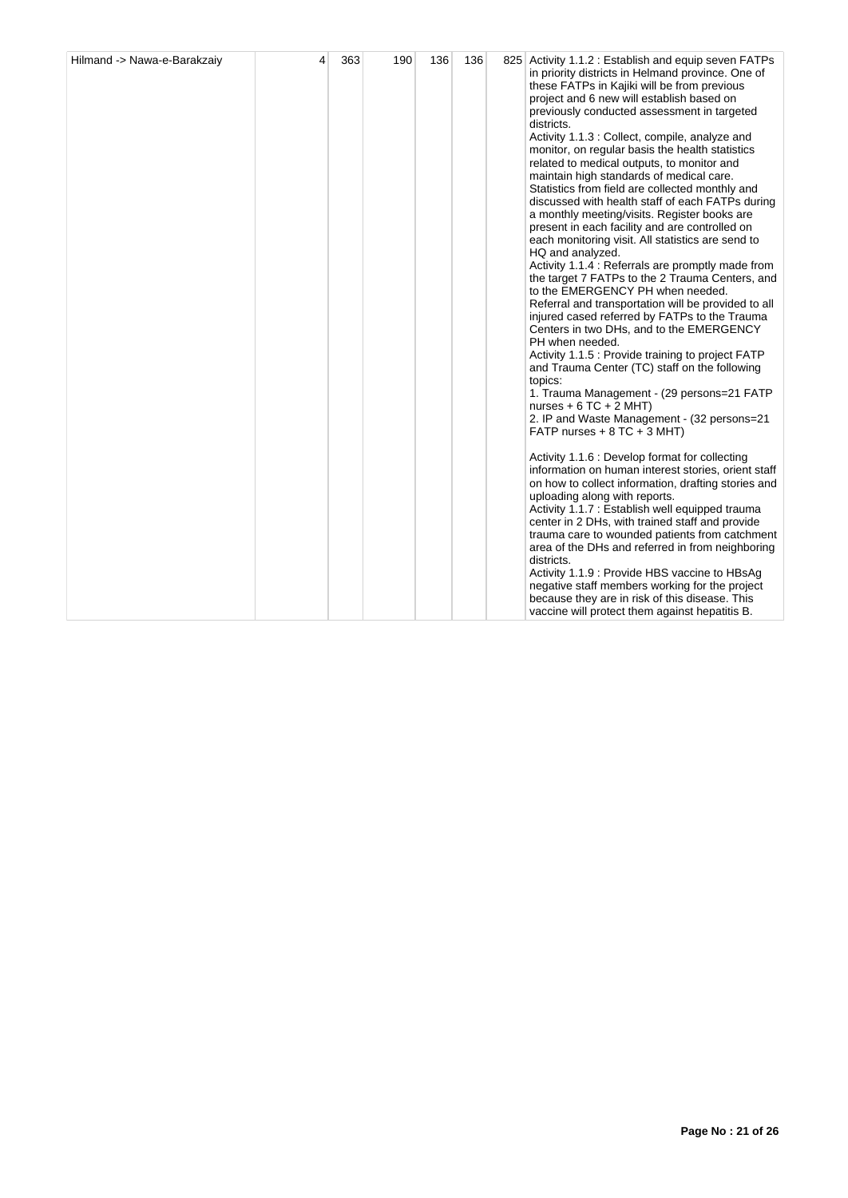| Hilmand -> Nawa-e-Barakzaiy | 4 | 363 | 190 | 136 | 136 | 825 | Activity 1.1.2 : Establish and equip seven FATPs in priority districts in Helmand province. One of these FATPs in Kajiki will be from previous project and 6 new will establish based on previously conducted assessment in targeted districts.<br>Activity 1.1.3 : Collect, compile, analyze and monitor, on regular basis the health statistics related to medical outputs, to monitor and maintain high standards of medical care. Statistics from field are collected monthly and discussed with health staff of each FATPs during a monthly meeting/visits. Register books are present in each facility and are controlled on each monitoring visit. All statistics are send to HQ and analyzed.<br>Activity 1.1.4 : Referrals are promptly made from the target 7 FATPs to the 2 Trauma Centers, and to the EMERGENCY PH when needed. Referral and transportation will be provided to all injured cased referred by FATPs to the Trauma Centers in two DHs, and to the EMERGENCY PH when needed.<br>Activity 1.1.5 : Provide training to project FATP and Trauma Center (TC) staff on the following topics:<br>1. Trauma Management - (29 persons=21 FATP nurses + 6 TC + 2 MHT)<br>2. IP and Waste Management - (32 persons=21 FATP nurses + 8 TC + 3 MHT)<br><br>Activity 1.1.6 : Develop format for collecting information on human interest stories, orient staff on how to collect information, drafting stories and uploading along with reports.<br>Activity 1.1.7 : Establish well equipped trauma center in 2 DHs, with trained staff and provide trauma care to wounded patients from catchment area of the DHs and referred in from neighboring districts.<br>Activity 1.1.9 : Provide HBS vaccine to HBsAg negative staff members working for the project because they are in risk of this disease. This vaccine will protect them against hepatitis B. |
|---|---|---|---|---|---|---|---|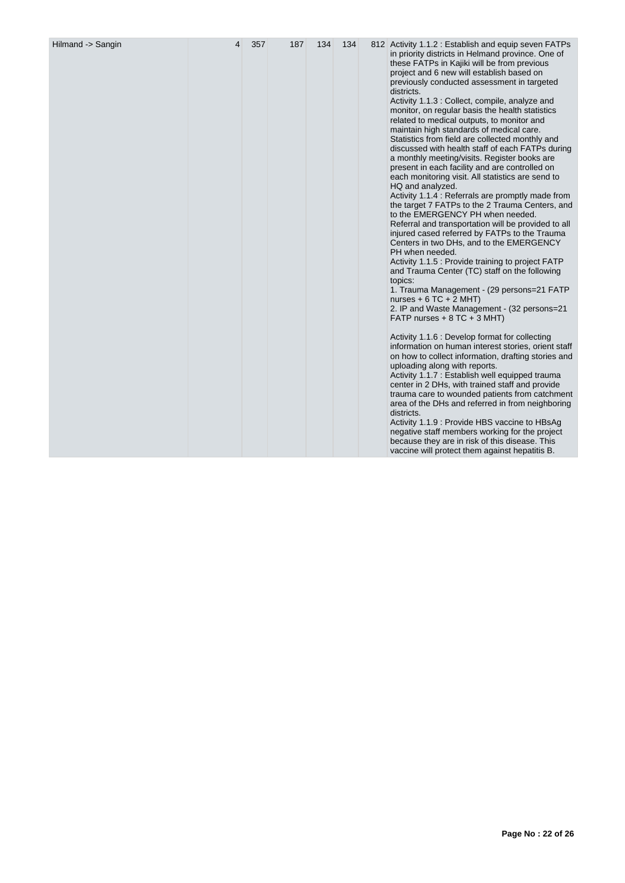| | | | | | | | |
|---|---|---|---|---|---|---|---|
| Hilmand -> Sangin | 4 | 357 | 187 | 134 | 134 | 812 | Activity 1.1.2 : Establish and equip seven FATPs in priority districts in Helmand province. One of these FATPs in Kajiki will be from previous project and 6 new will establish based on previously conducted assessment in targeted districts.<br>Activity 1.1.3 : Collect, compile, analyze and monitor, on regular basis the health statistics related to medical outputs, to monitor and maintain high standards of medical care. Statistics from field are collected monthly and discussed with health staff of each FATPs during a monthly meeting/visits. Register books are present in each facility and are controlled on each monitoring visit. All statistics are send to HQ and analyzed.<br>Activity 1.1.4 : Referrals are promptly made from the target 7 FATPs to the 2 Trauma Centers, and to the EMERGENCY PH when needed. Referral and transportation will be provided to all injured cased referred by FATPs to the Trauma Centers in two DHs, and to the EMERGENCY PH when needed.<br>Activity 1.1.5 : Provide training to project FATP and Trauma Center (TC) staff on the following topics:<br>1. Trauma Management - (29 persons=21 FATP nurses + 6 TC + 2 MHT)<br>2. IP and Waste Management - (32 persons=21 FATP nurses + 8 TC + 3 MHT)<br><br>Activity 1.1.6 : Develop format for collecting information on human interest stories, orient staff on how to collect information, drafting stories and uploading along with reports.<br>Activity 1.1.7 : Establish well equipped trauma center in 2 DHs, with trained staff and provide trauma care to wounded patients from catchment area of the DHs and referred in from neighboring districts.<br>Activity 1.1.9 : Provide HBS vaccine to HBsAg negative staff members working for the project because they are in risk of this disease. This vaccine will protect them against hepatitis B. |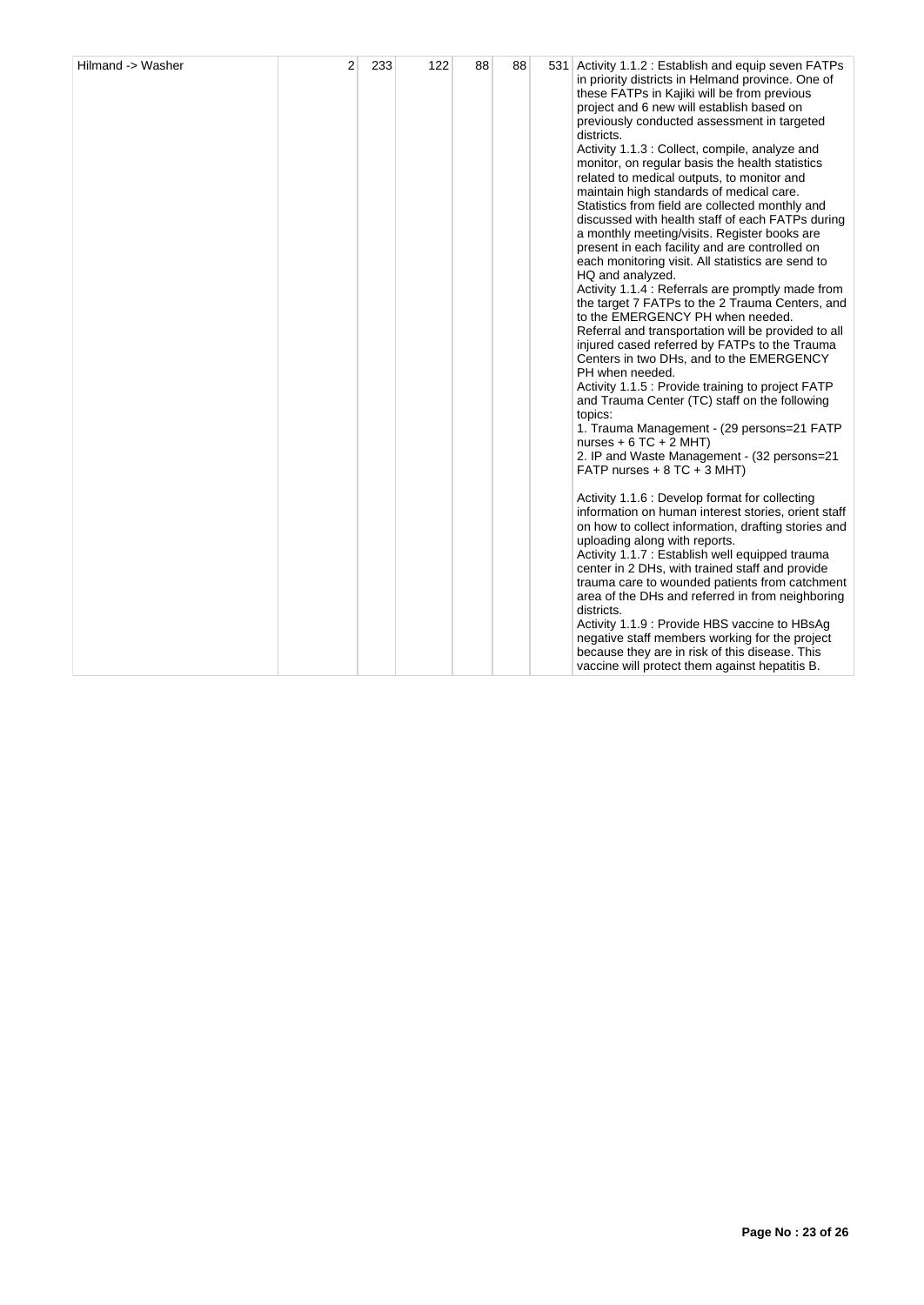| Hilmand -> Washer | 2 | 233 | 122 | 88 | 88 | 531 | Activity 1.1.2 : Establish and equip seven FATPs in priority districts in Helmand province. One of these FATPs in Kajiki will be from previous project and 6 new will establish based on previously conducted assessment in targeted districts.<br>Activity 1.1.3 : Collect, compile, analyze and monitor, on regular basis the health statistics related to medical outputs, to monitor and maintain high standards of medical care. Statistics from field are collected monthly and discussed with health staff of each FATPs during a monthly meeting/visits. Register books are present in each facility and are controlled on each monitoring visit. All statistics are send to HQ and analyzed.<br>Activity 1.1.4 : Referrals are promptly made from the target 7 FATPs to the 2 Trauma Centers, and to the EMERGENCY PH when needed. Referral and transportation will be provided to all injured cased referred by FATPs to the Trauma Centers in two DHs, and to the EMERGENCY PH when needed.<br>Activity 1.1.5 : Provide training to project FATP and Trauma Center (TC) staff on the following topics:<br>1. Trauma Management - (29 persons=21 FATP nurses + 6 TC + 2 MHT)<br>2. IP and Waste Management - (32 persons=21 FATP nurses + 8 TC + 3 MHT)<br><br>Activity 1.1.6 : Develop format for collecting information on human interest stories, orient staff on how to collect information, drafting stories and uploading along with reports.<br>Activity 1.1.7 : Establish well equipped trauma center in 2 DHs, with trained staff and provide trauma care to wounded patients from catchment area of the DHs and referred in from neighboring districts.<br>Activity 1.1.9 : Provide HBS vaccine to HBsAg negative staff members working for the project because they are in risk of this disease. This vaccine will protect them against hepatitis B. |
|---|---|---|---|---|---|---|---|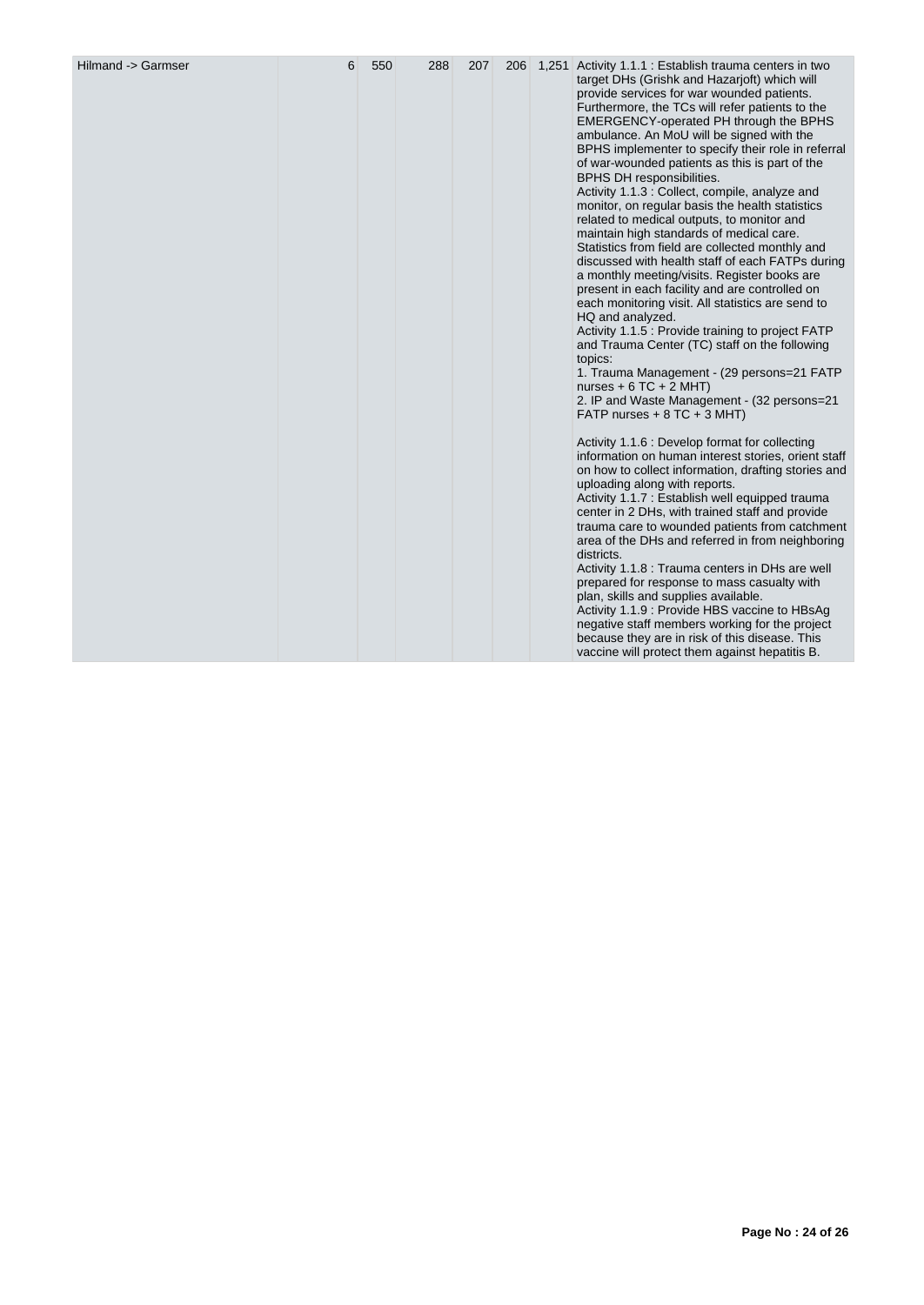| | | | | | | | |
|---|---|---|---|---|---|---|---|
| Hilmand -> Garmser | 6 | 550 | 288 | 207 | 206 | 1,251 | Activity 1.1.1 : Establish trauma centers in two target DHs (Grishk and Hazarjoft) which will provide services for war wounded patients. Furthermore, the TCs will refer patients to the EMERGENCY-operated PH through the BPHS ambulance. An MoU will be signed with the BPHS implementer to specify their role in referral of war-wounded patients as this is part of the BPHS DH responsibilities.<br>Activity 1.1.3 : Collect, compile, analyze and monitor, on regular basis the health statistics related to medical outputs, to monitor and maintain high standards of medical care. Statistics from field are collected monthly and discussed with health staff of each FATPs during a monthly meeting/visits. Register books are present in each facility and are controlled on each monitoring visit. All statistics are send to HQ and analyzed.<br>Activity 1.1.5 : Provide training to project FATP and Trauma Center (TC) staff on the following topics:<br>1. Trauma Management - (29 persons=21 FATP nurses + 6 TC + 2 MHT)<br>2. IP and Waste Management - (32 persons=21 FATP nurses + 8 TC + 3 MHT)<br><br>Activity 1.1.6 : Develop format for collecting information on human interest stories, orient staff on how to collect information, drafting stories and uploading along with reports.<br>Activity 1.1.7 : Establish well equipped trauma center in 2 DHs, with trained staff and provide trauma care to wounded patients from catchment area of the DHs and referred in from neighboring districts.<br>Activity 1.1.8 : Trauma centers in DHs are well prepared for response to mass casualty with plan, skills and supplies available.<br>Activity 1.1.9 : Provide HBS vaccine to HBsAg negative staff members working for the project because they are in risk of this disease. This vaccine will protect them against hepatitis B. |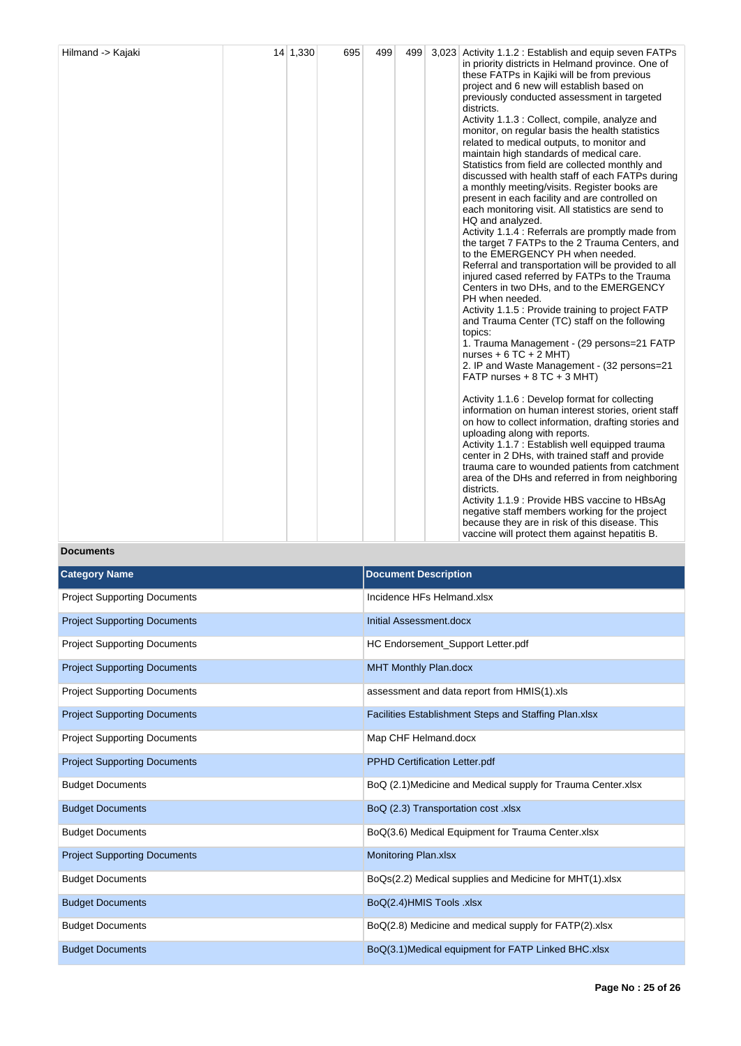| Hilmand -> Kajaki | | 14 | 1,330 | 695 | 499 | 499 | 3,023 | Activity 1.1.2 : Establish and equip seven FATPs in priority districts in Helmand province. One of these FATPs in Kajiki will be from previous project and 6 new will establish based on previously conducted assessment in targeted districts.<br>Activity 1.1.3 : Collect, compile, analyze and monitor, on regular basis the health statistics related to medical outputs, to monitor and maintain high standards of medical care. Statistics from field are collected monthly and discussed with health staff of each FATPs during a monthly meeting/visits. Register books are present in each facility and are controlled on each monitoring visit. All statistics are send to HQ and analyzed.<br>Activity 1.1.4 : Referrals are promptly made from the target 7 FATPs to the 2 Trauma Centers, and to the EMERGENCY PH when needed. Referral and transportation will be provided to all injured cased referred by FATPs to the Trauma Centers in two DHs, and to the EMERGENCY PH when needed.<br>Activity 1.1.5 : Provide training to project FATP and Trauma Center (TC) staff on the following topics:<br>1. Trauma Management - (29 persons=21 FATP nurses + 6 TC + 2 MHT)<br>2. IP and Waste Management - (32 persons=21 FATP nurses + 8 TC + 3 MHT)<br><br>Activity 1.1.6 : Develop format for collecting information on human interest stories, orient staff on how to collect information, drafting stories and uploading along with reports.<br>Activity 1.1.7 : Establish well equipped trauma center in 2 DHs, with trained staff and provide trauma care to wounded patients from catchment area of the DHs and referred in from neighboring districts.<br>Activity 1.1.9 : Provide HBS vaccine to HBsAg negative staff members working for the project because they are in risk of this disease. This vaccine will protect them against hepatitis B. |
|---|---|---|---|---|---|---|---|---|

**Documents**

| Category Name | Document Description |
|---|---|
| Project Supporting Documents | Incidence HFs Helmand.xlsx |
| Project Supporting Documents | Initial Assessment.docx |
| Project Supporting Documents | HC Endorsement_Support Letter.pdf |
| Project Supporting Documents | MHT Monthly Plan.docx |
| Project Supporting Documents | assessment and data report from HMIS(1).xls |
| Project Supporting Documents | Facilities Establishment Steps and Staffing Plan.xlsx |
| Project Supporting Documents | Map CHF Helmand.docx |
| Project Supporting Documents | PPHD Certification Letter.pdf |
| Budget Documents | BoQ (2.1)Medicine and Medical supply for Trauma Center.xlsx |
| Budget Documents | BoQ (2.3) Transportation cost .xlsx |
| Budget Documents | BoQ(3.6) Medical Equipment for Trauma Center.xlsx |
| Project Supporting Documents | Monitoring Plan.xlsx |
| Budget Documents | BoQs(2.2) Medical supplies and Medicine for MHT(1).xlsx |
| Budget Documents | BoQ(2.4)HMIS Tools .xlsx |
| Budget Documents | BoQ(2.8) Medicine and medical supply for FATP(2).xlsx |
| Budget Documents | BoQ(3.1)Medical equipment for FATP Linked BHC.xlsx |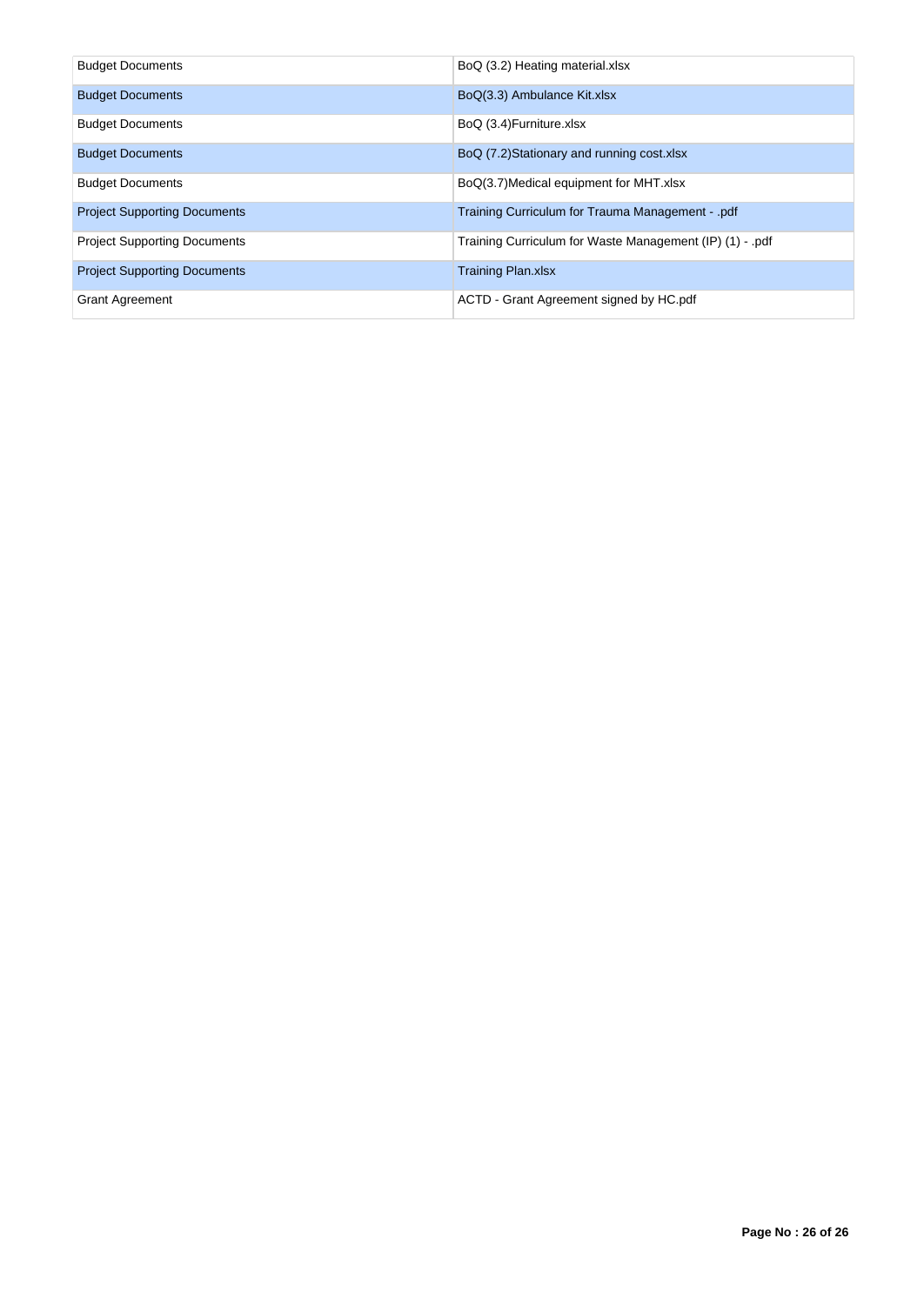| | |
|---|---|
| Budget Documents | BoQ (3.2) Heating material.xlsx |
| Budget Documents | BoQ(3.3) Ambulance Kit.xlsx |
| Budget Documents | BoQ (3.4)Furniture.xlsx |
| Budget Documents | BoQ (7.2)Stationary and running cost.xlsx |
| Budget Documents | BoQ(3.7)Medical equipment for MHT.xlsx |
| Project Supporting Documents | Training Curriculum for Trauma Management - .pdf |
| Project Supporting Documents | Training Curriculum for Waste Management (IP) (1) - .pdf |
| Project Supporting Documents | Training Plan.xlsx |
| Grant Agreement | ACTD - Grant Agreement signed by HC.pdf |